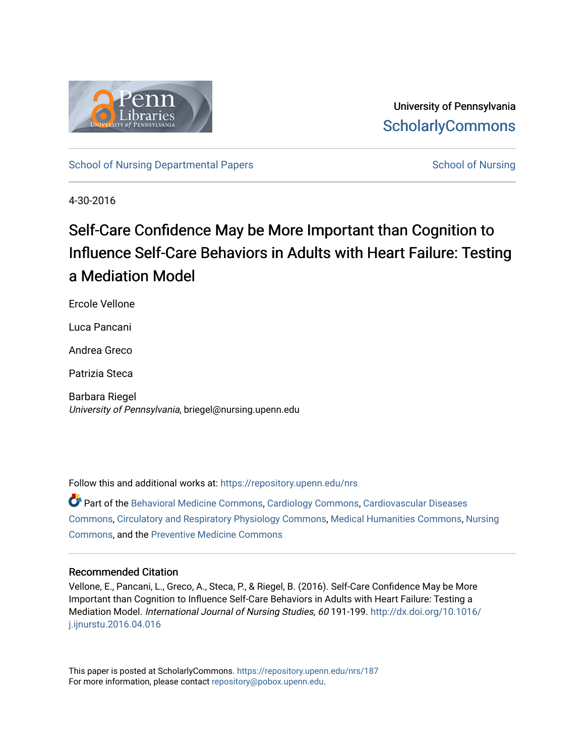University of Pennsylvania
ScholarlyCommons

School of Nursing Departmental Papers | School of Nursing

4-30-2016

# Self-Care Confidence May be More Important than Cognition to Influence Self-Care Behaviors in Adults with Heart Failure: Testing a Mediation Model

Ercole Vellone

Luca Pancani

Andrea Greco

Patrizia Steca

Barbara Riegel
*University of Pennsylvania*, briegel@nursing.upenn.edu

Follow this and additional works at: https://repository.upenn.edu/nrs

Part of the Behavioral Medicine Commons, Cardiology Commons, Cardiovascular Diseases Commons, Circulatory and Respiratory Physiology Commons, Medical Humanities Commons, Nursing Commons, and the Preventive Medicine Commons

## Recommended Citation

Vellone, E., Pancani, L., Greco, A., Steca, P., & Riegel, B. (2016). Self-Care Confidence May be More Important than Cognition to Influence Self-Care Behaviors in Adults with Heart Failure: Testing a Mediation Model. *International Journal of Nursing Studies, 60* 191-199. http://dx.doi.org/10.1016/j.ijnurstu.2016.04.016

This paper is posted at ScholarlyCommons. https://repository.upenn.edu/nrs/187
For more information, please contact repository@pobox.upenn.edu.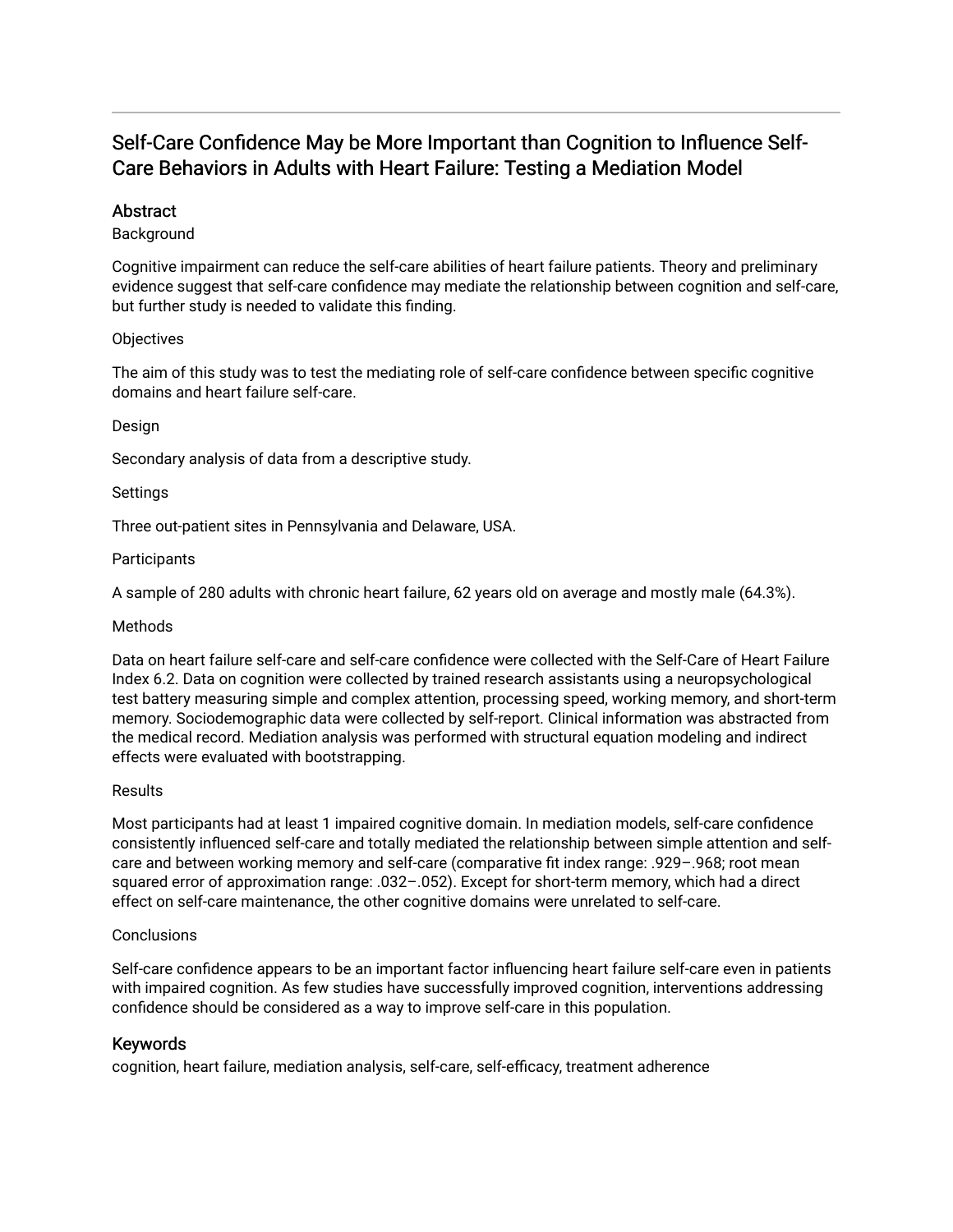# Self-Care Confidence May be More Important than Cognition to Influence Self-Care Behaviors in Adults with Heart Failure: Testing a Mediation Model

## Abstract

Background

Cognitive impairment can reduce the self-care abilities of heart failure patients. Theory and preliminary evidence suggest that self-care confidence may mediate the relationship between cognition and self-care, but further study is needed to validate this finding.

Objectives

The aim of this study was to test the mediating role of self-care confidence between specific cognitive domains and heart failure self-care.

Design

Secondary analysis of data from a descriptive study.

Settings

Three out-patient sites in Pennsylvania and Delaware, USA.

Participants

A sample of 280 adults with chronic heart failure, 62 years old on average and mostly male (64.3%).

Methods

Data on heart failure self-care and self-care confidence were collected with the Self-Care of Heart Failure Index 6.2. Data on cognition were collected by trained research assistants using a neuropsychological test battery measuring simple and complex attention, processing speed, working memory, and short-term memory. Sociodemographic data were collected by self-report. Clinical information was abstracted from the medical record. Mediation analysis was performed with structural equation modeling and indirect effects were evaluated with bootstrapping.

Results

Most participants had at least 1 impaired cognitive domain. In mediation models, self-care confidence consistently influenced self-care and totally mediated the relationship between simple attention and self-care and between working memory and self-care (comparative fit index range: .929–.968; root mean squared error of approximation range: .032–.052). Except for short-term memory, which had a direct effect on self-care maintenance, the other cognitive domains were unrelated to self-care.

Conclusions

Self-care confidence appears to be an important factor influencing heart failure self-care even in patients with impaired cognition. As few studies have successfully improved cognition, interventions addressing confidence should be considered as a way to improve self-care in this population.

## Keywords

cognition, heart failure, mediation analysis, self-care, self-efficacy, treatment adherence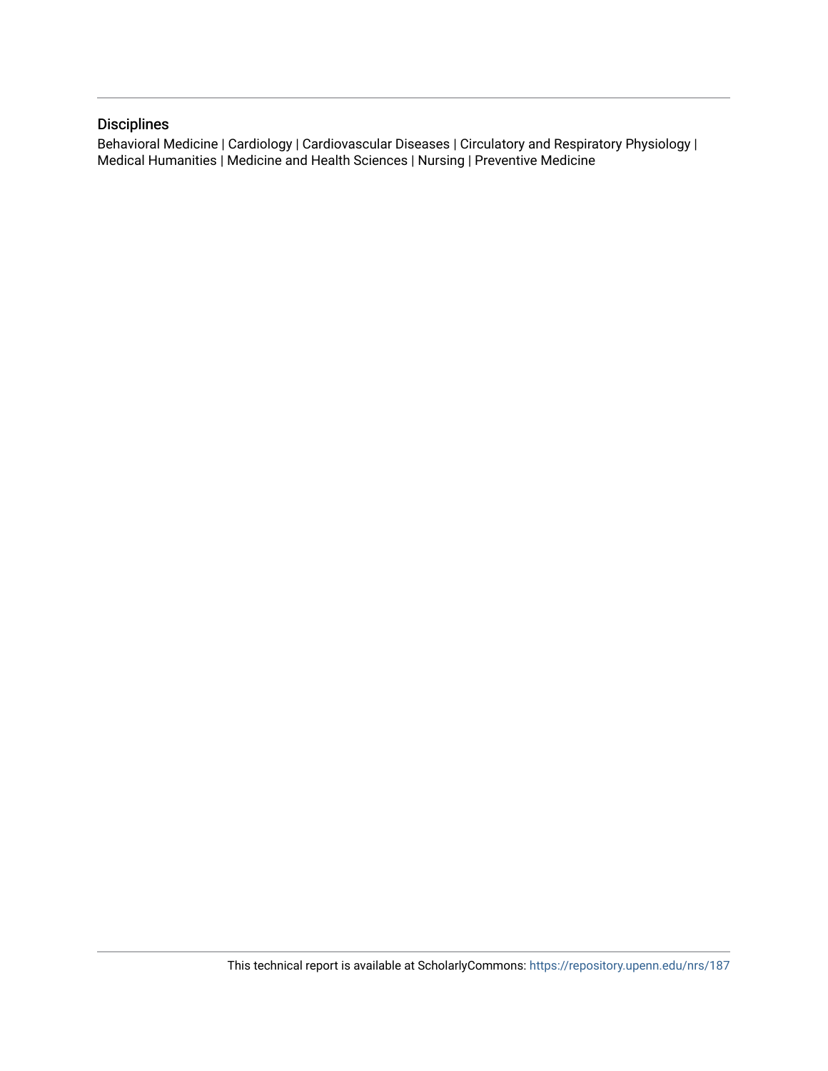## Disciplines

Behavioral Medicine | Cardiology | Cardiovascular Diseases | Circulatory and Respiratory Physiology | Medical Humanities | Medicine and Health Sciences | Nursing | Preventive Medicine

This technical report is available at ScholarlyCommons: https://repository.upenn.edu/nrs/187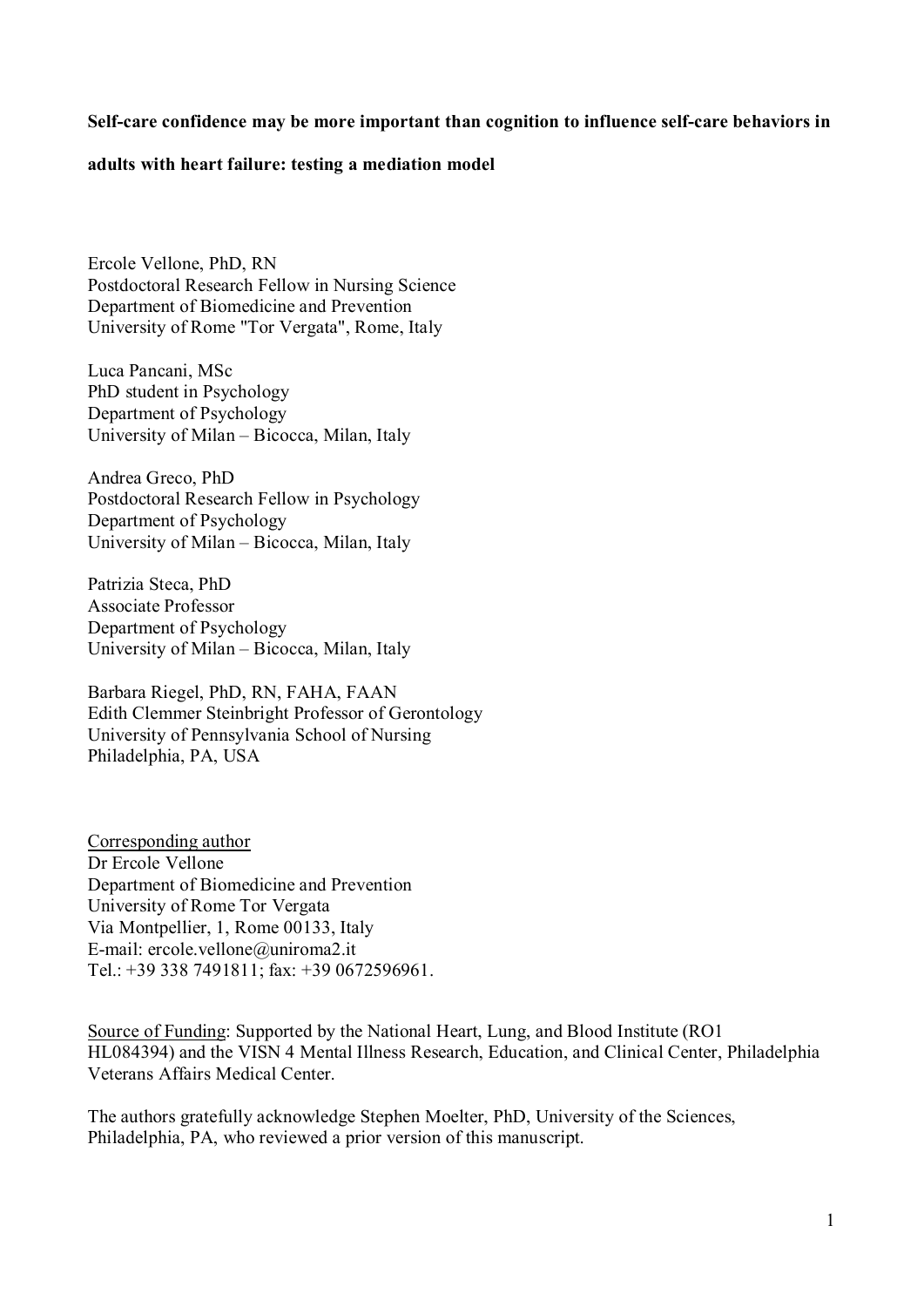**Self-care confidence may be more important than cognition to influence self-care behaviors in adults with heart failure: testing a mediation model**

Ercole Vellone, PhD, RN
Postdoctoral Research Fellow in Nursing Science
Department of Biomedicine and Prevention
University of Rome "Tor Vergata", Rome, Italy

Luca Pancani, MSc
PhD student in Psychology
Department of Psychology
University of Milan – Bicocca, Milan, Italy

Andrea Greco, PhD
Postdoctoral Research Fellow in Psychology
Department of Psychology
University of Milan – Bicocca, Milan, Italy

Patrizia Steca, PhD
Associate Professor
Department of Psychology
University of Milan – Bicocca, Milan, Italy

Barbara Riegel, PhD, RN, FAHA, FAAN
Edith Clemmer Steinbright Professor of Gerontology
University of Pennsylvania School of Nursing
Philadelphia, PA, USA

Corresponding author
Dr Ercole Vellone
Department of Biomedicine and Prevention
University of Rome Tor Vergata
Via Montpellier, 1, Rome 00133, Italy
E-mail: ercole.vellone@uniroma2.it
Tel.: +39 338 7491811; fax: +39 0672596961.

Source of Funding: Supported by the National Heart, Lung, and Blood Institute (RO1 HL084394) and the VISN 4 Mental Illness Research, Education, and Clinical Center, Philadelphia Veterans Affairs Medical Center.

The authors gratefully acknowledge Stephen Moelter, PhD, University of the Sciences, Philadelphia, PA, who reviewed a prior version of this manuscript.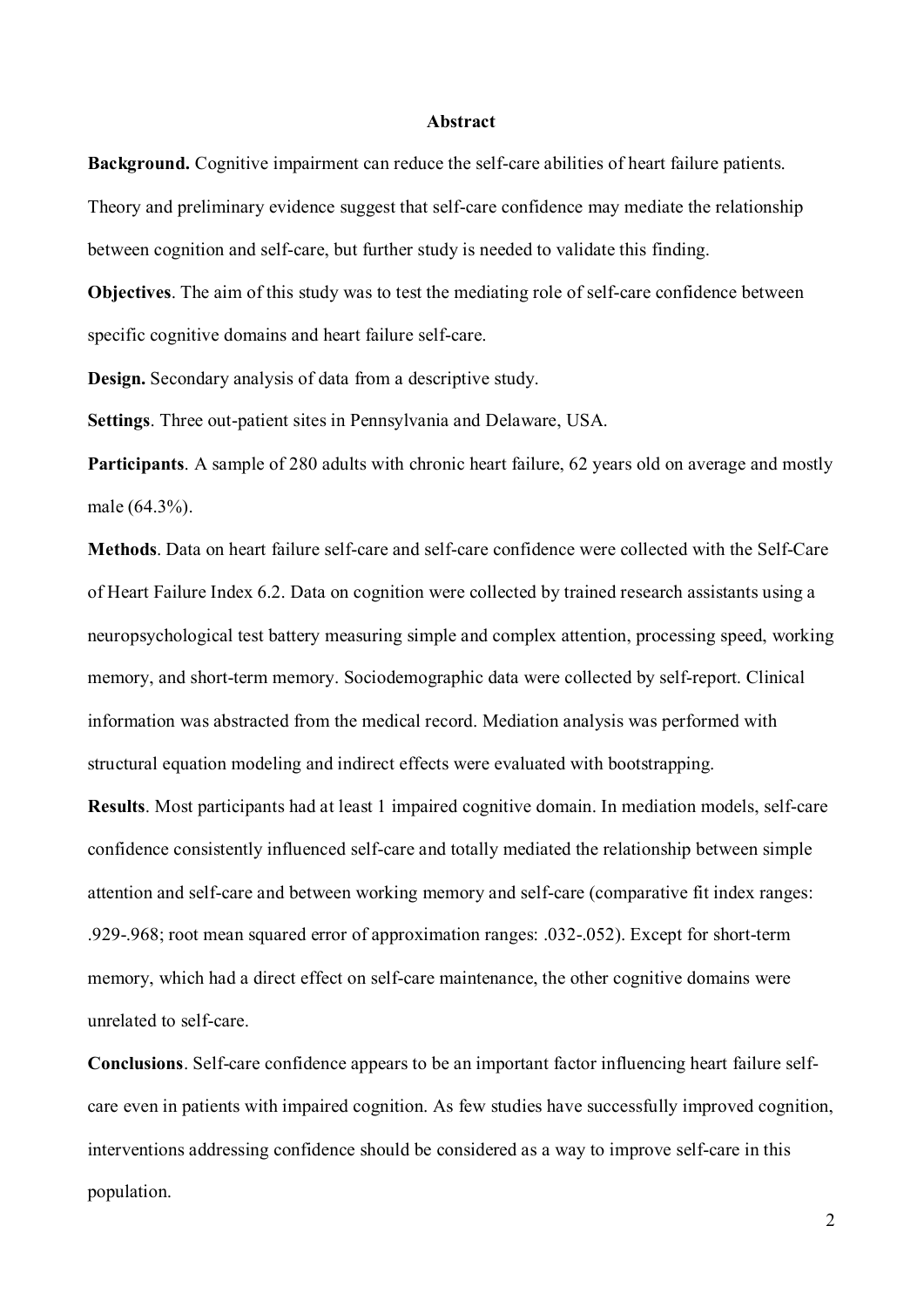# Abstract

**Background.** Cognitive impairment can reduce the self-care abilities of heart failure patients. Theory and preliminary evidence suggest that self-care confidence may mediate the relationship between cognition and self-care, but further study is needed to validate this finding.

**Objectives**. The aim of this study was to test the mediating role of self-care confidence between specific cognitive domains and heart failure self-care.

**Design.** Secondary analysis of data from a descriptive study.

**Settings**. Three out-patient sites in Pennsylvania and Delaware, USA.

**Participants**. A sample of 280 adults with chronic heart failure, 62 years old on average and mostly male (64.3%).

**Methods**. Data on heart failure self-care and self-care confidence were collected with the Self-Care of Heart Failure Index 6.2. Data on cognition were collected by trained research assistants using a neuropsychological test battery measuring simple and complex attention, processing speed, working memory, and short-term memory. Sociodemographic data were collected by self-report. Clinical information was abstracted from the medical record. Mediation analysis was performed with structural equation modeling and indirect effects were evaluated with bootstrapping.

**Results**. Most participants had at least 1 impaired cognitive domain. In mediation models, self-care confidence consistently influenced self-care and totally mediated the relationship between simple attention and self-care and between working memory and self-care (comparative fit index ranges: .929-.968; root mean squared error of approximation ranges: .032-.052). Except for short-term memory, which had a direct effect on self-care maintenance, the other cognitive domains were unrelated to self-care.

**Conclusions**. Self-care confidence appears to be an important factor influencing heart failure self-care even in patients with impaired cognition. As few studies have successfully improved cognition, interventions addressing confidence should be considered as a way to improve self-care in this population.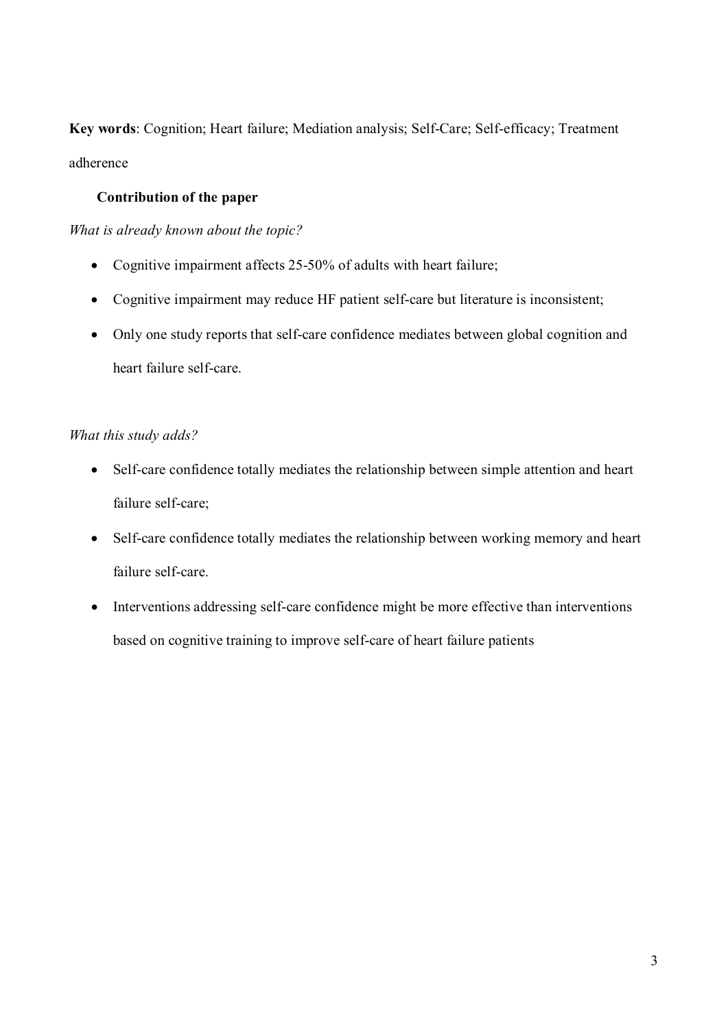**Key words**: Cognition; Heart failure; Mediation analysis; Self-Care; Self-efficacy; Treatment adherence

### Contribution of the paper

*What is already known about the topic?*

- Cognitive impairment affects 25-50% of adults with heart failure;
- Cognitive impairment may reduce HF patient self-care but literature is inconsistent;
- Only one study reports that self-care confidence mediates between global cognition and heart failure self-care.

*What this study adds?*

- Self-care confidence totally mediates the relationship between simple attention and heart failure self-care;
- Self-care confidence totally mediates the relationship between working memory and heart failure self-care.
- Interventions addressing self-care confidence might be more effective than interventions based on cognitive training to improve self-care of heart failure patients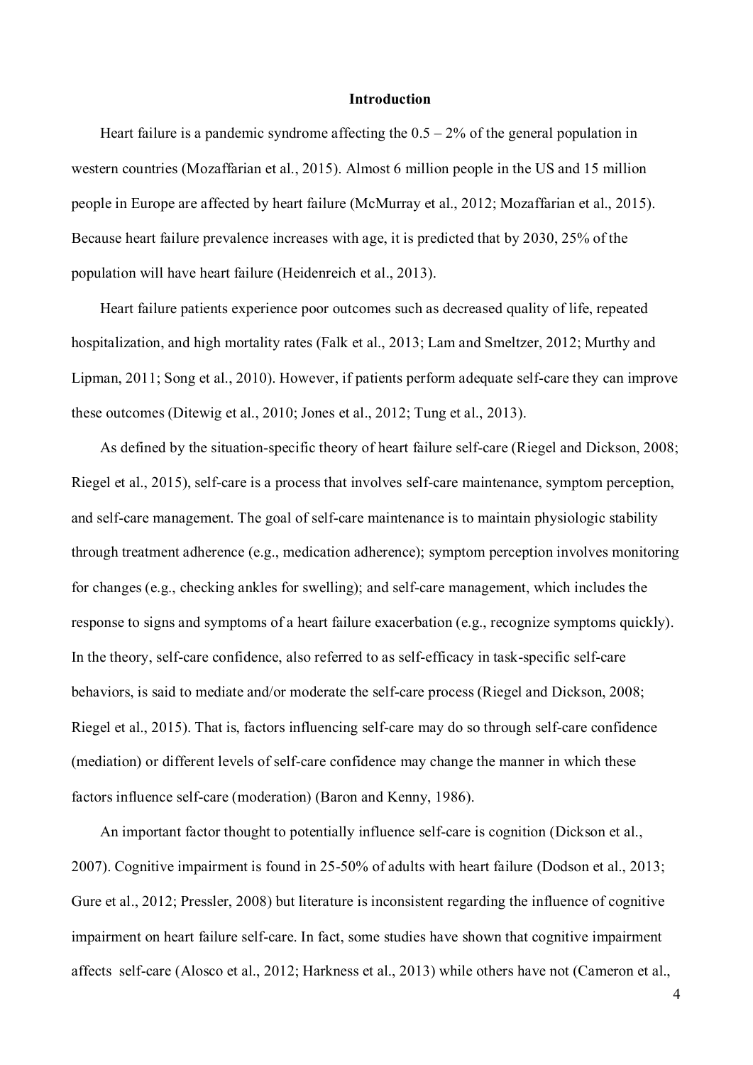## Introduction

Heart failure is a pandemic syndrome affecting the 0.5 – 2% of the general population in western countries (Mozaffarian et al., 2015). Almost 6 million people in the US and 15 million people in Europe are affected by heart failure (McMurray et al., 2012; Mozaffarian et al., 2015). Because heart failure prevalence increases with age, it is predicted that by 2030, 25% of the population will have heart failure (Heidenreich et al., 2013).

Heart failure patients experience poor outcomes such as decreased quality of life, repeated hospitalization, and high mortality rates (Falk et al., 2013; Lam and Smeltzer, 2012; Murthy and Lipman, 2011; Song et al., 2010). However, if patients perform adequate self-care they can improve these outcomes (Ditewig et al., 2010; Jones et al., 2012; Tung et al., 2013).

As defined by the situation-specific theory of heart failure self-care (Riegel and Dickson, 2008; Riegel et al., 2015), self-care is a process that involves self-care maintenance, symptom perception, and self-care management. The goal of self-care maintenance is to maintain physiologic stability through treatment adherence (e.g., medication adherence); symptom perception involves monitoring for changes (e.g., checking ankles for swelling); and self-care management, which includes the response to signs and symptoms of a heart failure exacerbation (e.g., recognize symptoms quickly). In the theory, self-care confidence, also referred to as self-efficacy in task-specific self-care behaviors, is said to mediate and/or moderate the self-care process (Riegel and Dickson, 2008; Riegel et al., 2015). That is, factors influencing self-care may do so through self-care confidence (mediation) or different levels of self-care confidence may change the manner in which these factors influence self-care (moderation) (Baron and Kenny, 1986).

An important factor thought to potentially influence self-care is cognition (Dickson et al., 2007). Cognitive impairment is found in 25-50% of adults with heart failure (Dodson et al., 2013; Gure et al., 2012; Pressler, 2008) but literature is inconsistent regarding the influence of cognitive impairment on heart failure self-care. In fact, some studies have shown that cognitive impairment affects self-care (Alosco et al., 2012; Harkness et al., 2013) while others have not (Cameron et al.,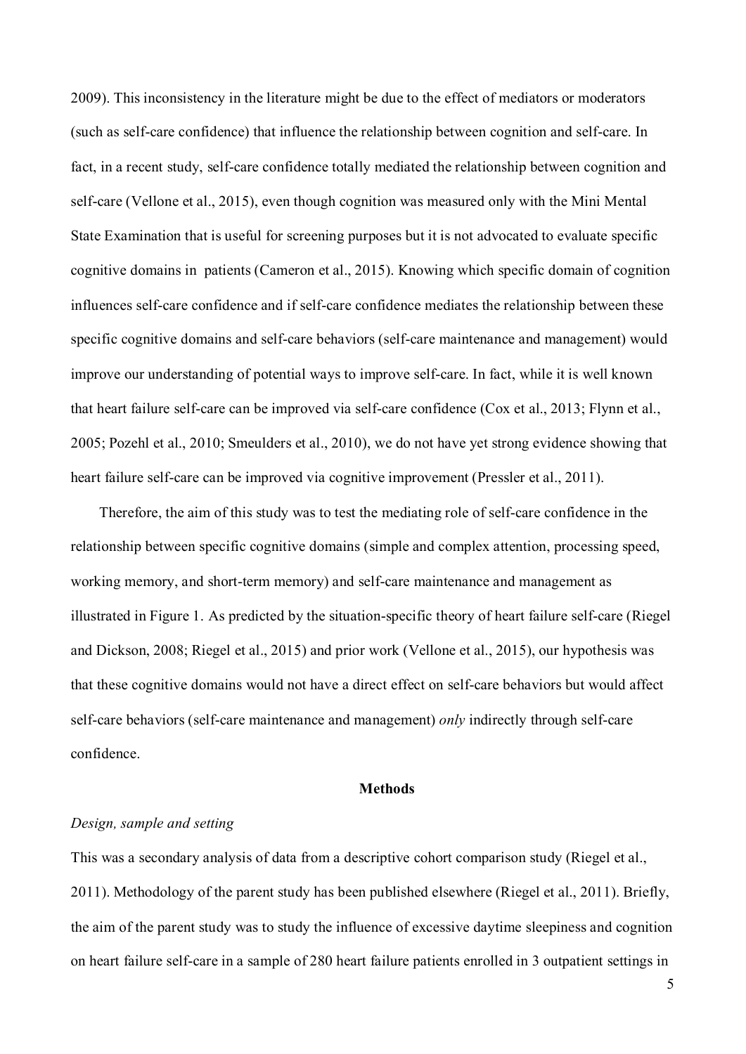2009). This inconsistency in the literature might be due to the effect of mediators or moderators (such as self-care confidence) that influence the relationship between cognition and self-care. In fact, in a recent study, self-care confidence totally mediated the relationship between cognition and self-care (Vellone et al., 2015), even though cognition was measured only with the Mini Mental State Examination that is useful for screening purposes but it is not advocated to evaluate specific cognitive domains in patients (Cameron et al., 2015). Knowing which specific domain of cognition influences self-care confidence and if self-care confidence mediates the relationship between these specific cognitive domains and self-care behaviors (self-care maintenance and management) would improve our understanding of potential ways to improve self-care. In fact, while it is well known that heart failure self-care can be improved via self-care confidence (Cox et al., 2013; Flynn et al., 2005; Pozehl et al., 2010; Smeulders et al., 2010), we do not have yet strong evidence showing that heart failure self-care can be improved via cognitive improvement (Pressler et al., 2011).

Therefore, the aim of this study was to test the mediating role of self-care confidence in the relationship between specific cognitive domains (simple and complex attention, processing speed, working memory, and short-term memory) and self-care maintenance and management as illustrated in Figure 1. As predicted by the situation-specific theory of heart failure self-care (Riegel and Dickson, 2008; Riegel et al., 2015) and prior work (Vellone et al., 2015), our hypothesis was that these cognitive domains would not have a direct effect on self-care behaviors but would affect self-care behaviors (self-care maintenance and management) *only* indirectly through self-care confidence.

## Methods

*Design, sample and setting*

This was a secondary analysis of data from a descriptive cohort comparison study (Riegel et al., 2011). Methodology of the parent study has been published elsewhere (Riegel et al., 2011). Briefly, the aim of the parent study was to study the influence of excessive daytime sleepiness and cognition on heart failure self-care in a sample of 280 heart failure patients enrolled in 3 outpatient settings in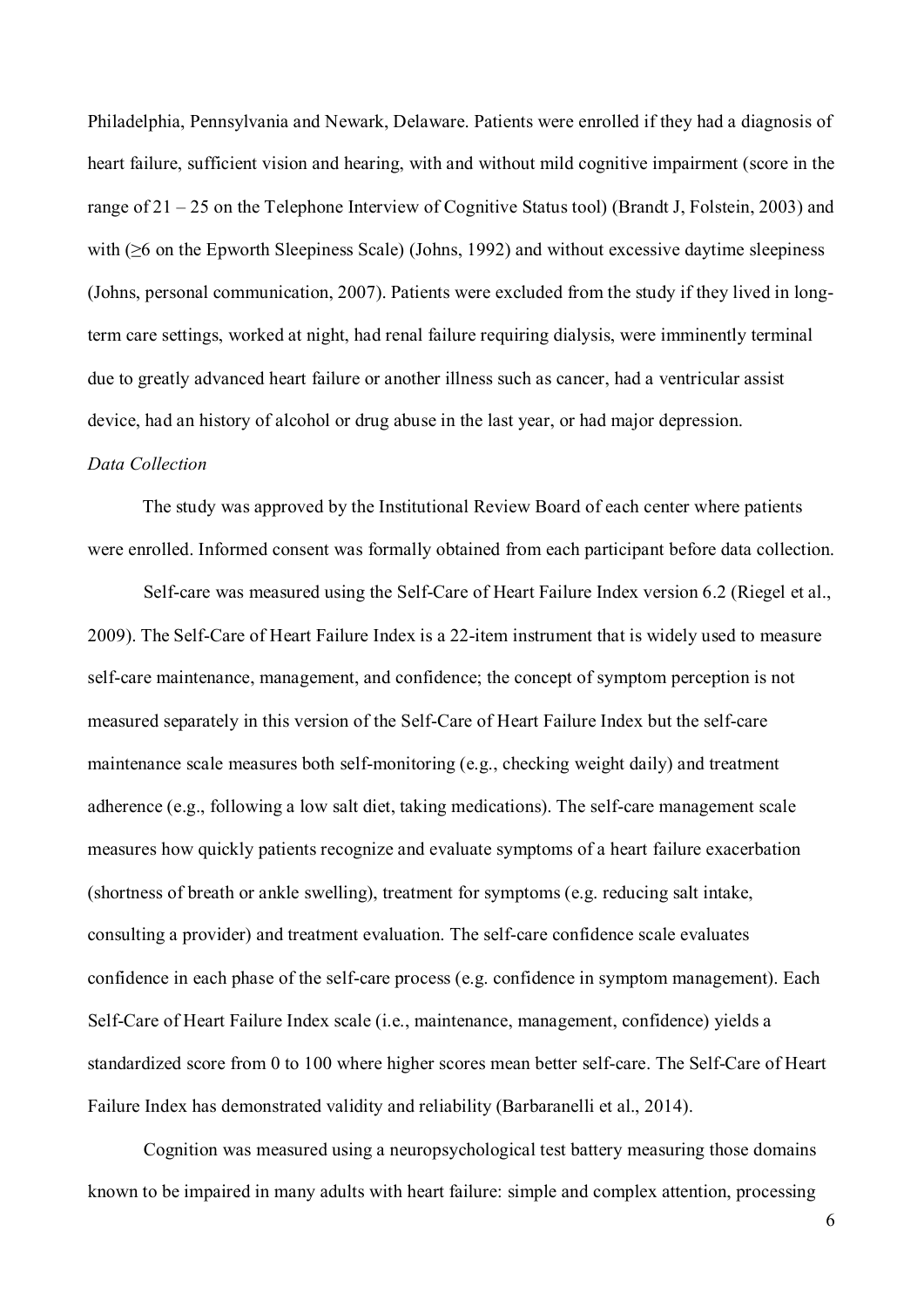Philadelphia, Pennsylvania and Newark, Delaware. Patients were enrolled if they had a diagnosis of heart failure, sufficient vision and hearing, with and without mild cognitive impairment (score in the range of 21 – 25 on the Telephone Interview of Cognitive Status tool) (Brandt J, Folstein, 2003) and with (≥6 on the Epworth Sleepiness Scale) (Johns, 1992) and without excessive daytime sleepiness (Johns, personal communication, 2007). Patients were excluded from the study if they lived in long-term care settings, worked at night, had renal failure requiring dialysis, were imminently terminal due to greatly advanced heart failure or another illness such as cancer, had a ventricular assist device, had an history of alcohol or drug abuse in the last year, or had major depression.

*Data Collection*

The study was approved by the Institutional Review Board of each center where patients were enrolled. Informed consent was formally obtained from each participant before data collection.

Self-care was measured using the Self-Care of Heart Failure Index version 6.2 (Riegel et al., 2009). The Self-Care of Heart Failure Index is a 22-item instrument that is widely used to measure self-care maintenance, management, and confidence; the concept of symptom perception is not measured separately in this version of the Self-Care of Heart Failure Index but the self-care maintenance scale measures both self-monitoring (e.g., checking weight daily) and treatment adherence (e.g., following a low salt diet, taking medications). The self-care management scale measures how quickly patients recognize and evaluate symptoms of a heart failure exacerbation (shortness of breath or ankle swelling), treatment for symptoms (e.g. reducing salt intake, consulting a provider) and treatment evaluation. The self-care confidence scale evaluates confidence in each phase of the self-care process (e.g. confidence in symptom management). Each Self-Care of Heart Failure Index scale (i.e., maintenance, management, confidence) yields a standardized score from 0 to 100 where higher scores mean better self-care. The Self-Care of Heart Failure Index has demonstrated validity and reliability (Barbaranelli et al., 2014).

Cognition was measured using a neuropsychological test battery measuring those domains known to be impaired in many adults with heart failure: simple and complex attention, processing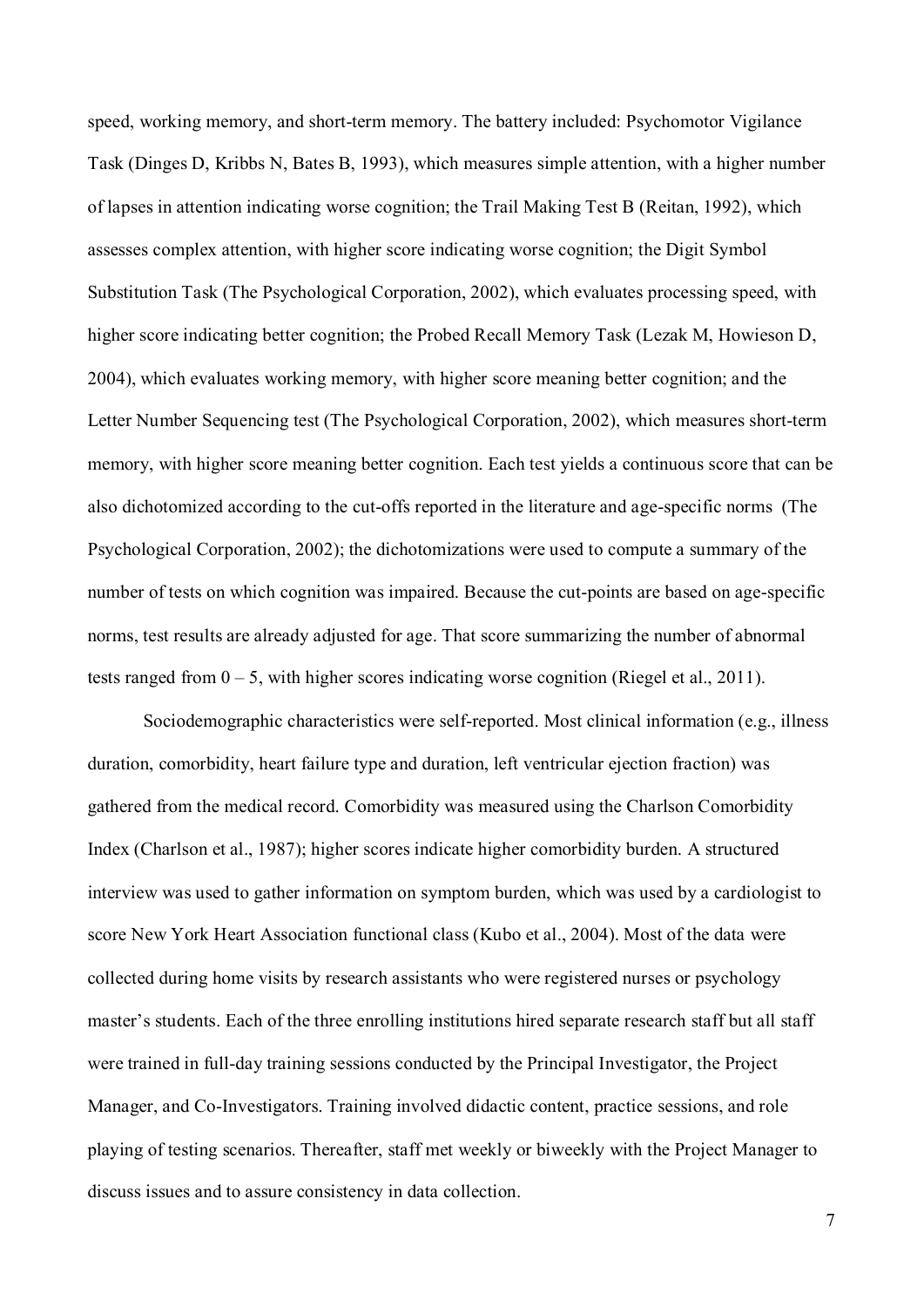speed, working memory, and short-term memory. The battery included: Psychomotor Vigilance Task (Dinges D, Kribbs N, Bates B, 1993), which measures simple attention, with a higher number of lapses in attention indicating worse cognition; the Trail Making Test B (Reitan, 1992), which assesses complex attention, with higher score indicating worse cognition; the Digit Symbol Substitution Task (The Psychological Corporation, 2002), which evaluates processing speed, with higher score indicating better cognition; the Probed Recall Memory Task (Lezak M, Howieson D, 2004), which evaluates working memory, with higher score meaning better cognition; and the Letter Number Sequencing test (The Psychological Corporation, 2002), which measures short-term memory, with higher score meaning better cognition. Each test yields a continuous score that can be also dichotomized according to the cut-offs reported in the literature and age-specific norms (The Psychological Corporation, 2002); the dichotomizations were used to compute a summary of the number of tests on which cognition was impaired. Because the cut-points are based on age-specific norms, test results are already adjusted for age. That score summarizing the number of abnormal tests ranged from 0 – 5, with higher scores indicating worse cognition (Riegel et al., 2011).

Sociodemographic characteristics were self-reported. Most clinical information (e.g., illness duration, comorbidity, heart failure type and duration, left ventricular ejection fraction) was gathered from the medical record. Comorbidity was measured using the Charlson Comorbidity Index (Charlson et al., 1987); higher scores indicate higher comorbidity burden. A structured interview was used to gather information on symptom burden, which was used by a cardiologist to score New York Heart Association functional class (Kubo et al., 2004). Most of the data were collected during home visits by research assistants who were registered nurses or psychology master's students. Each of the three enrolling institutions hired separate research staff but all staff were trained in full-day training sessions conducted by the Principal Investigator, the Project Manager, and Co-Investigators. Training involved didactic content, practice sessions, and role playing of testing scenarios. Thereafter, staff met weekly or biweekly with the Project Manager to discuss issues and to assure consistency in data collection.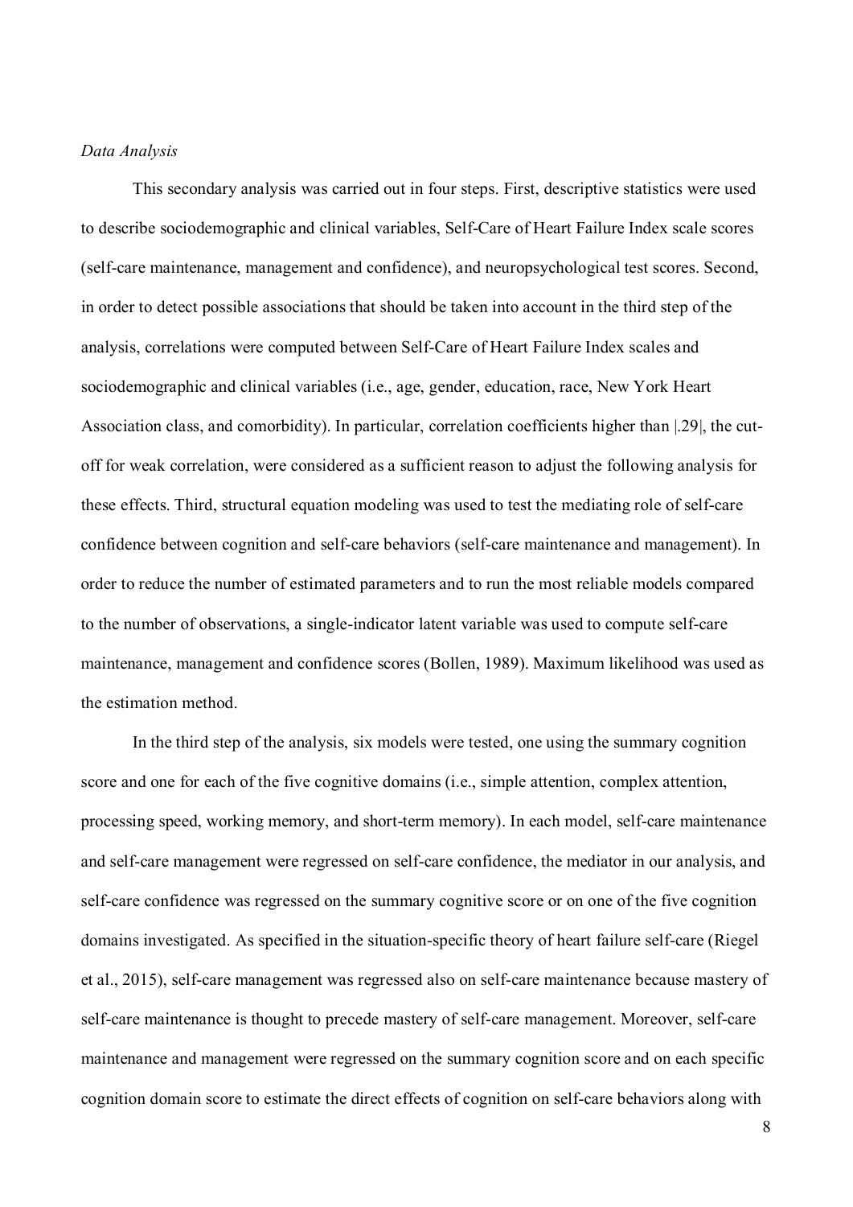*Data Analysis*

This secondary analysis was carried out in four steps. First, descriptive statistics were used to describe sociodemographic and clinical variables, Self-Care of Heart Failure Index scale scores (self-care maintenance, management and confidence), and neuropsychological test scores. Second, in order to detect possible associations that should be taken into account in the third step of the analysis, correlations were computed between Self-Care of Heart Failure Index scales and sociodemographic and clinical variables (i.e., age, gender, education, race, New York Heart Association class, and comorbidity). In particular, correlation coefficients higher than |.29|, the cut-off for weak correlation, were considered as a sufficient reason to adjust the following analysis for these effects. Third, structural equation modeling was used to test the mediating role of self-care confidence between cognition and self-care behaviors (self-care maintenance and management). In order to reduce the number of estimated parameters and to run the most reliable models compared to the number of observations, a single-indicator latent variable was used to compute self-care maintenance, management and confidence scores (Bollen, 1989). Maximum likelihood was used as the estimation method.

In the third step of the analysis, six models were tested, one using the summary cognition score and one for each of the five cognitive domains (i.e., simple attention, complex attention, processing speed, working memory, and short-term memory). In each model, self-care maintenance and self-care management were regressed on self-care confidence, the mediator in our analysis, and self-care confidence was regressed on the summary cognitive score or on one of the five cognition domains investigated. As specified in the situation-specific theory of heart failure self-care (Riegel et al., 2015), self-care management was regressed also on self-care maintenance because mastery of self-care maintenance is thought to precede mastery of self-care management. Moreover, self-care maintenance and management were regressed on the summary cognition score and on each specific cognition domain score to estimate the direct effects of cognition on self-care behaviors along with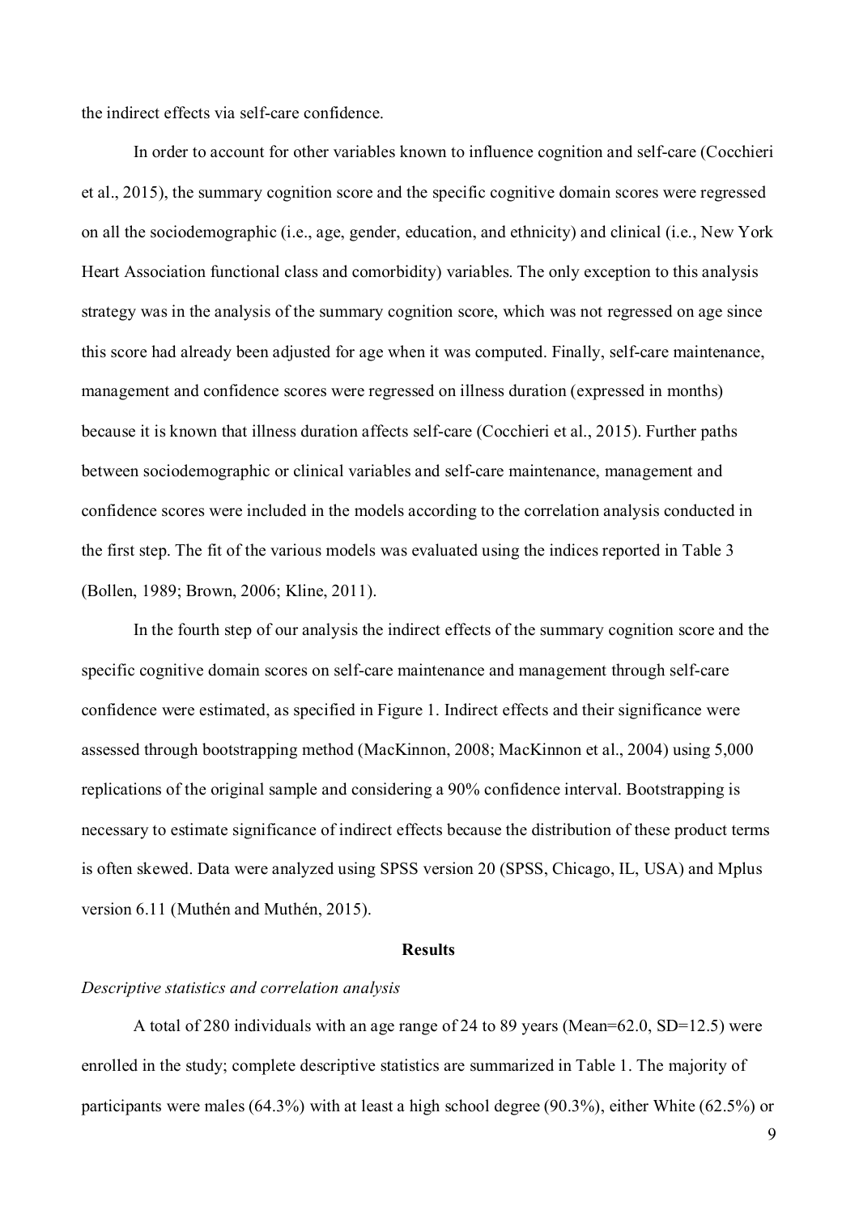the indirect effects via self-care confidence.

In order to account for other variables known to influence cognition and self-care (Cocchieri et al., 2015), the summary cognition score and the specific cognitive domain scores were regressed on all the sociodemographic (i.e., age, gender, education, and ethnicity) and clinical (i.e., New York Heart Association functional class and comorbidity) variables. The only exception to this analysis strategy was in the analysis of the summary cognition score, which was not regressed on age since this score had already been adjusted for age when it was computed. Finally, self-care maintenance, management and confidence scores were regressed on illness duration (expressed in months) because it is known that illness duration affects self-care (Cocchieri et al., 2015). Further paths between sociodemographic or clinical variables and self-care maintenance, management and confidence scores were included in the models according to the correlation analysis conducted in the first step. The fit of the various models was evaluated using the indices reported in Table 3 (Bollen, 1989; Brown, 2006; Kline, 2011).

In the fourth step of our analysis the indirect effects of the summary cognition score and the specific cognitive domain scores on self-care maintenance and management through self-care confidence were estimated, as specified in Figure 1. Indirect effects and their significance were assessed through bootstrapping method (MacKinnon, 2008; MacKinnon et al., 2004) using 5,000 replications of the original sample and considering a 90% confidence interval. Bootstrapping is necessary to estimate significance of indirect effects because the distribution of these product terms is often skewed. Data were analyzed using SPSS version 20 (SPSS, Chicago, IL, USA) and Mplus version 6.11 (Muthén and Muthén, 2015).

## Results

*Descriptive statistics and correlation analysis*

A total of 280 individuals with an age range of 24 to 89 years (Mean=62.0, SD=12.5) were enrolled in the study; complete descriptive statistics are summarized in Table 1. The majority of participants were males (64.3%) with at least a high school degree (90.3%), either White (62.5%) or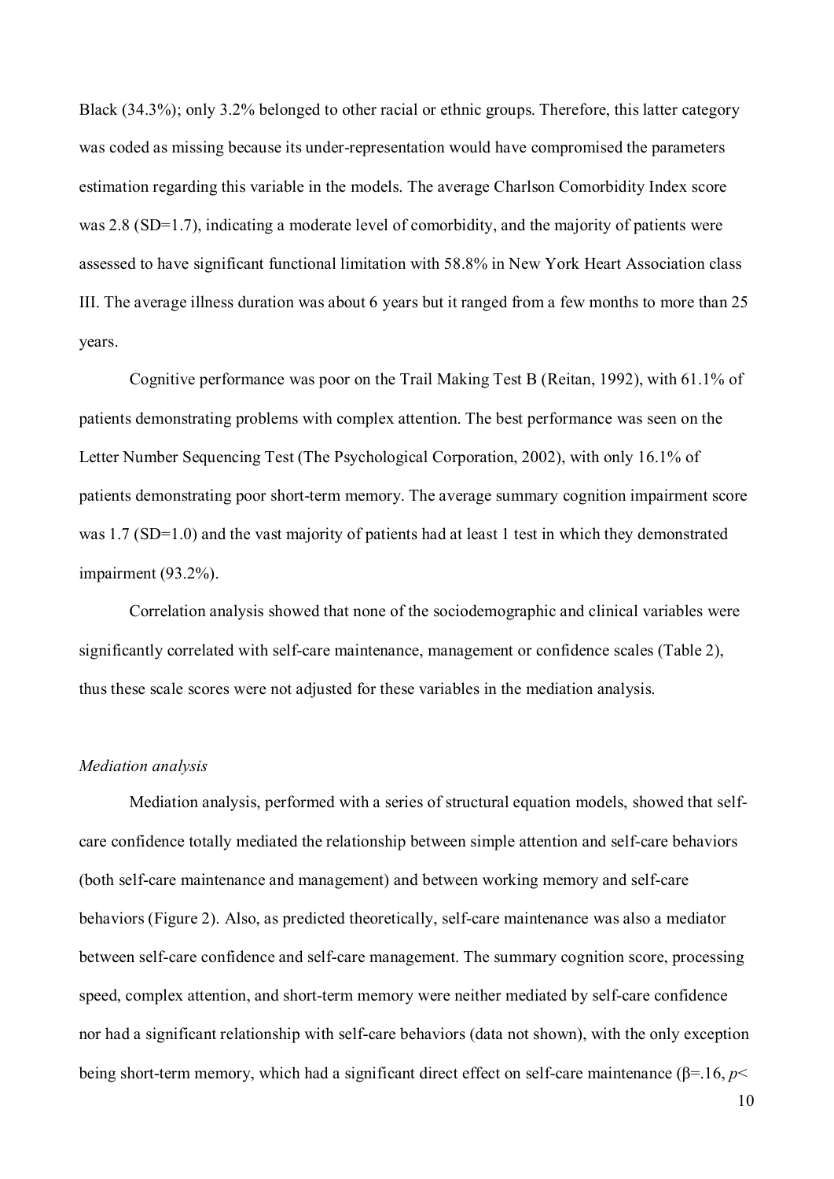Black (34.3%); only 3.2% belonged to other racial or ethnic groups. Therefore, this latter category was coded as missing because its under-representation would have compromised the parameters estimation regarding this variable in the models. The average Charlson Comorbidity Index score was 2.8 (SD=1.7), indicating a moderate level of comorbidity, and the majority of patients were assessed to have significant functional limitation with 58.8% in New York Heart Association class III. The average illness duration was about 6 years but it ranged from a few months to more than 25 years.

Cognitive performance was poor on the Trail Making Test B (Reitan, 1992), with 61.1% of patients demonstrating problems with complex attention. The best performance was seen on the Letter Number Sequencing Test (The Psychological Corporation, 2002), with only 16.1% of patients demonstrating poor short-term memory. The average summary cognition impairment score was 1.7 (SD=1.0) and the vast majority of patients had at least 1 test in which they demonstrated impairment (93.2%).

Correlation analysis showed that none of the sociodemographic and clinical variables were significantly correlated with self-care maintenance, management or confidence scales (Table 2), thus these scale scores were not adjusted for these variables in the mediation analysis.

*Mediation analysis*

Mediation analysis, performed with a series of structural equation models, showed that self-care confidence totally mediated the relationship between simple attention and self-care behaviors (both self-care maintenance and management) and between working memory and self-care behaviors (Figure 2). Also, as predicted theoretically, self-care maintenance was also a mediator between self-care confidence and self-care management. The summary cognition score, processing speed, complex attention, and short-term memory were neither mediated by self-care confidence nor had a significant relationship with self-care behaviors (data not shown), with the only exception being short-term memory, which had a significant direct effect on self-care maintenance ($\beta$=.16, $p$<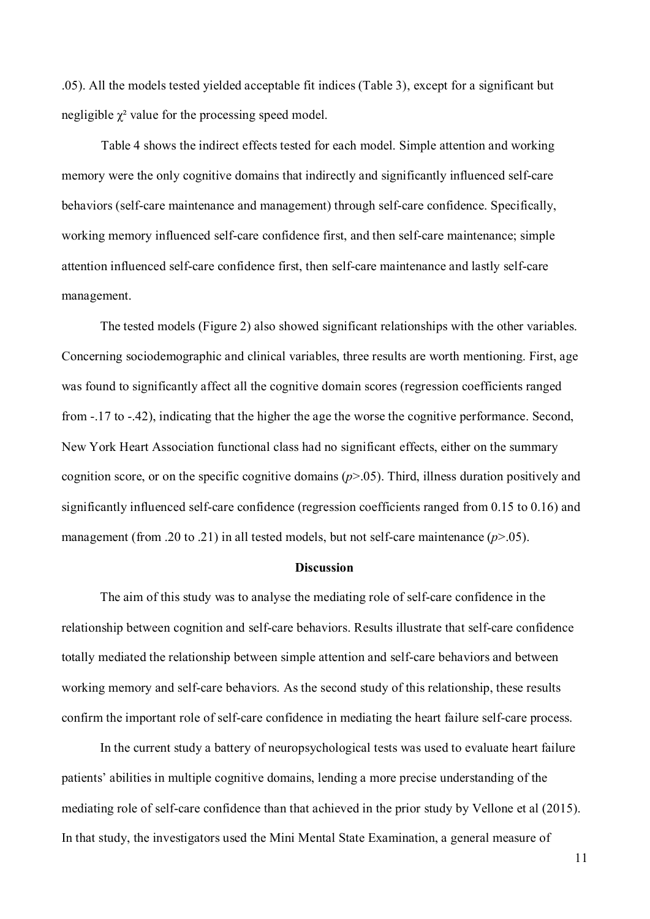.05). All the models tested yielded acceptable fit indices (Table 3), except for a significant but negligible $\chi^2$ value for the processing speed model.

Table 4 shows the indirect effects tested for each model. Simple attention and working memory were the only cognitive domains that indirectly and significantly influenced self-care behaviors (self-care maintenance and management) through self-care confidence. Specifically, working memory influenced self-care confidence first, and then self-care maintenance; simple attention influenced self-care confidence first, then self-care maintenance and lastly self-care management.

The tested models (Figure 2) also showed significant relationships with the other variables. Concerning sociodemographic and clinical variables, three results are worth mentioning. First, age was found to significantly affect all the cognitive domain scores (regression coefficients ranged from -.17 to -.42), indicating that the higher the age the worse the cognitive performance. Second, New York Heart Association functional class had no significant effects, either on the summary cognition score, or on the specific cognitive domains ($p$>.05). Third, illness duration positively and significantly influenced self-care confidence (regression coefficients ranged from 0.15 to 0.16) and management (from .20 to .21) in all tested models, but not self-care maintenance ($p$>.05).

## Discussion

The aim of this study was to analyse the mediating role of self-care confidence in the relationship between cognition and self-care behaviors. Results illustrate that self-care confidence totally mediated the relationship between simple attention and self-care behaviors and between working memory and self-care behaviors. As the second study of this relationship, these results confirm the important role of self-care confidence in mediating the heart failure self-care process.

In the current study a battery of neuropsychological tests was used to evaluate heart failure patients' abilities in multiple cognitive domains, lending a more precise understanding of the mediating role of self-care confidence than that achieved in the prior study by Vellone et al (2015). In that study, the investigators used the Mini Mental State Examination, a general measure of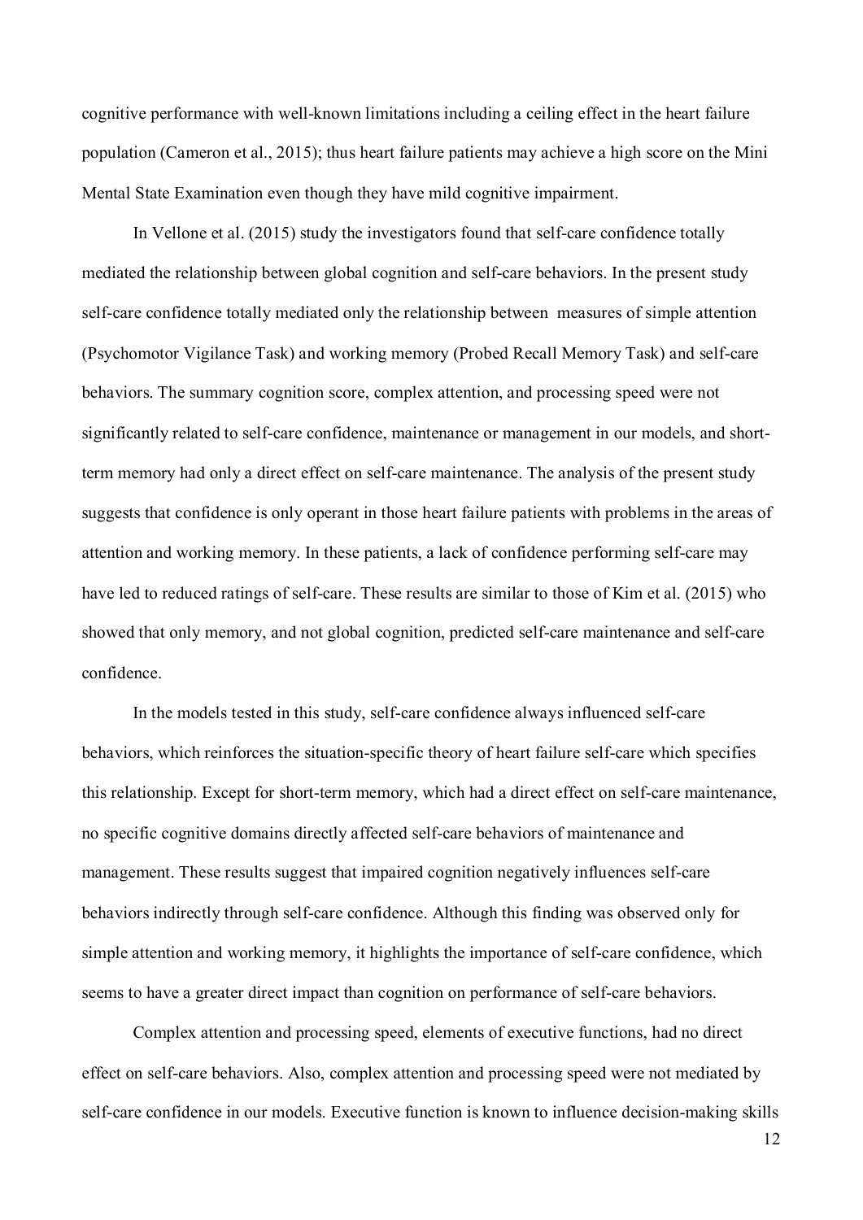cognitive performance with well-known limitations including a ceiling effect in the heart failure population (Cameron et al., 2015); thus heart failure patients may achieve a high score on the Mini Mental State Examination even though they have mild cognitive impairment.

In Vellone et al. (2015) study the investigators found that self-care confidence totally mediated the relationship between global cognition and self-care behaviors. In the present study self-care confidence totally mediated only the relationship between measures of simple attention (Psychomotor Vigilance Task) and working memory (Probed Recall Memory Task) and self-care behaviors. The summary cognition score, complex attention, and processing speed were not significantly related to self-care confidence, maintenance or management in our models, and short-term memory had only a direct effect on self-care maintenance. The analysis of the present study suggests that confidence is only operant in those heart failure patients with problems in the areas of attention and working memory. In these patients, a lack of confidence performing self-care may have led to reduced ratings of self-care. These results are similar to those of Kim et al. (2015) who showed that only memory, and not global cognition, predicted self-care maintenance and self-care confidence.

In the models tested in this study, self-care confidence always influenced self-care behaviors, which reinforces the situation-specific theory of heart failure self-care which specifies this relationship. Except for short-term memory, which had a direct effect on self-care maintenance, no specific cognitive domains directly affected self-care behaviors of maintenance and management. These results suggest that impaired cognition negatively influences self-care behaviors indirectly through self-care confidence. Although this finding was observed only for simple attention and working memory, it highlights the importance of self-care confidence, which seems to have a greater direct impact than cognition on performance of self-care behaviors.

Complex attention and processing speed, elements of executive functions, had no direct effect on self-care behaviors. Also, complex attention and processing speed were not mediated by self-care confidence in our models. Executive function is known to influence decision-making skills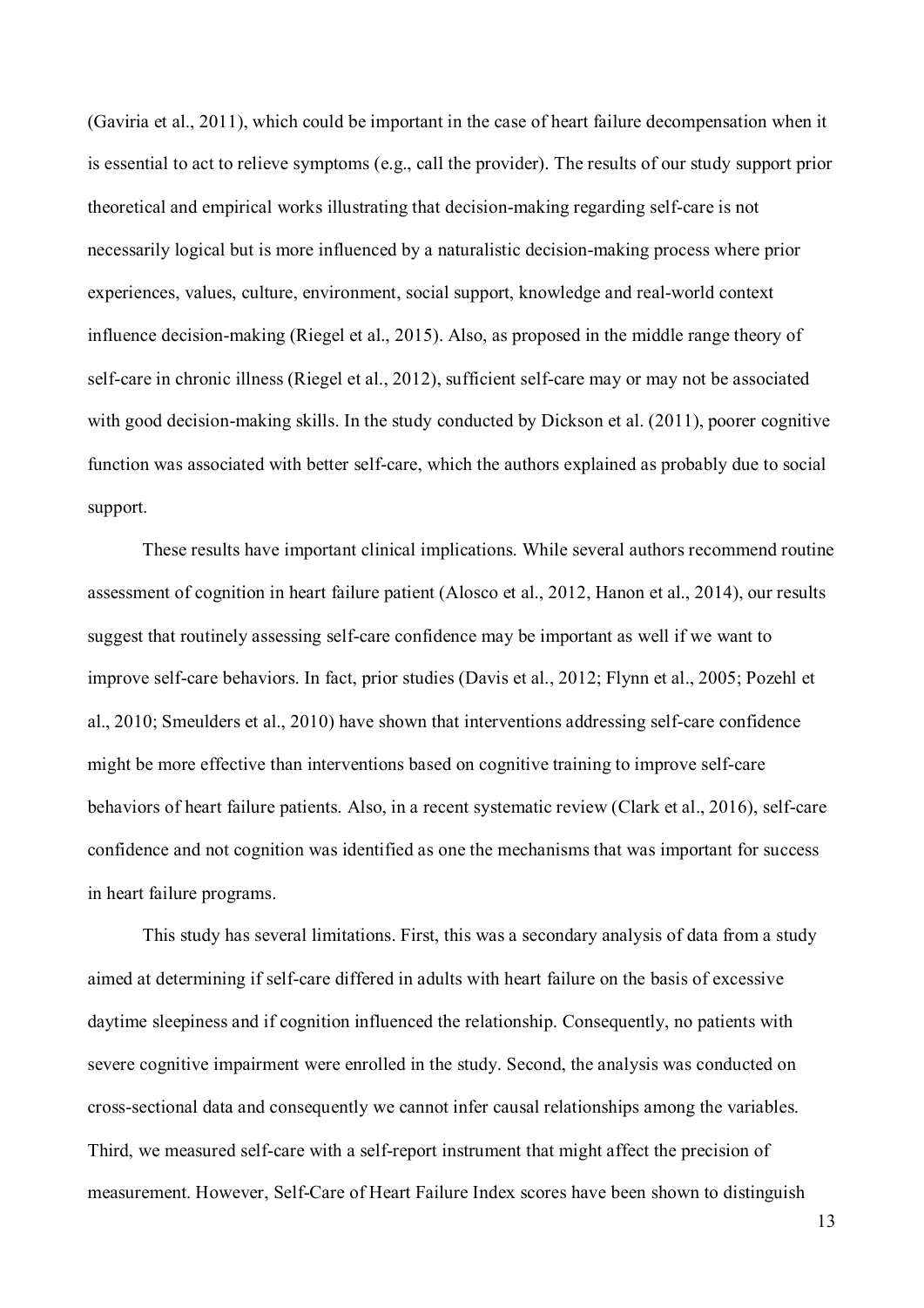(Gaviria et al., 2011), which could be important in the case of heart failure decompensation when it is essential to act to relieve symptoms (e.g., call the provider). The results of our study support prior theoretical and empirical works illustrating that decision-making regarding self-care is not necessarily logical but is more influenced by a naturalistic decision-making process where prior experiences, values, culture, environment, social support, knowledge and real-world context influence decision-making (Riegel et al., 2015). Also, as proposed in the middle range theory of self-care in chronic illness (Riegel et al., 2012), sufficient self-care may or may not be associated with good decision-making skills. In the study conducted by Dickson et al. (2011), poorer cognitive function was associated with better self-care, which the authors explained as probably due to social support.

These results have important clinical implications. While several authors recommend routine assessment of cognition in heart failure patient (Alosco et al., 2012, Hanon et al., 2014), our results suggest that routinely assessing self-care confidence may be important as well if we want to improve self-care behaviors. In fact, prior studies (Davis et al., 2012; Flynn et al., 2005; Pozehl et al., 2010; Smeulders et al., 2010) have shown that interventions addressing self-care confidence might be more effective than interventions based on cognitive training to improve self-care behaviors of heart failure patients. Also, in a recent systematic review (Clark et al., 2016), self-care confidence and not cognition was identified as one the mechanisms that was important for success in heart failure programs.

This study has several limitations. First, this was a secondary analysis of data from a study aimed at determining if self-care differed in adults with heart failure on the basis of excessive daytime sleepiness and if cognition influenced the relationship. Consequently, no patients with severe cognitive impairment were enrolled in the study. Second, the analysis was conducted on cross-sectional data and consequently we cannot infer causal relationships among the variables. Third, we measured self-care with a self-report instrument that might affect the precision of measurement. However, Self-Care of Heart Failure Index scores have been shown to distinguish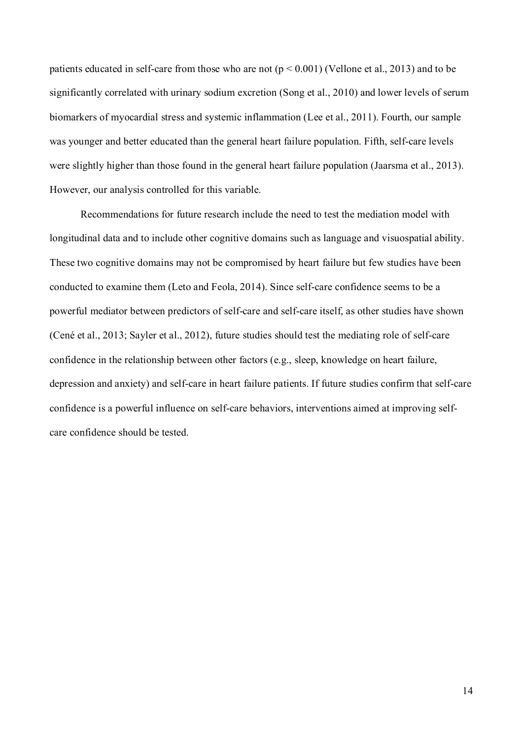patients educated in self-care from those who are not ($p < 0.001$) (Vellone et al., 2013) and to be significantly correlated with urinary sodium excretion (Song et al., 2010) and lower levels of serum biomarkers of myocardial stress and systemic inflammation (Lee et al., 2011). Fourth, our sample was younger and better educated than the general heart failure population. Fifth, self-care levels were slightly higher than those found in the general heart failure population (Jaarsma et al., 2013). However, our analysis controlled for this variable.

Recommendations for future research include the need to test the mediation model with longitudinal data and to include other cognitive domains such as language and visuospatial ability. These two cognitive domains may not be compromised by heart failure but few studies have been conducted to examine them (Leto and Feola, 2014). Since self-care confidence seems to be a powerful mediator between predictors of self-care and self-care itself, as other studies have shown (Cené et al., 2013; Sayler et al., 2012), future studies should test the mediating role of self-care confidence in the relationship between other factors (e.g., sleep, knowledge on heart failure, depression and anxiety) and self-care in heart failure patients. If future studies confirm that self-care confidence is a powerful influence on self-care behaviors, interventions aimed at improving self-care confidence should be tested.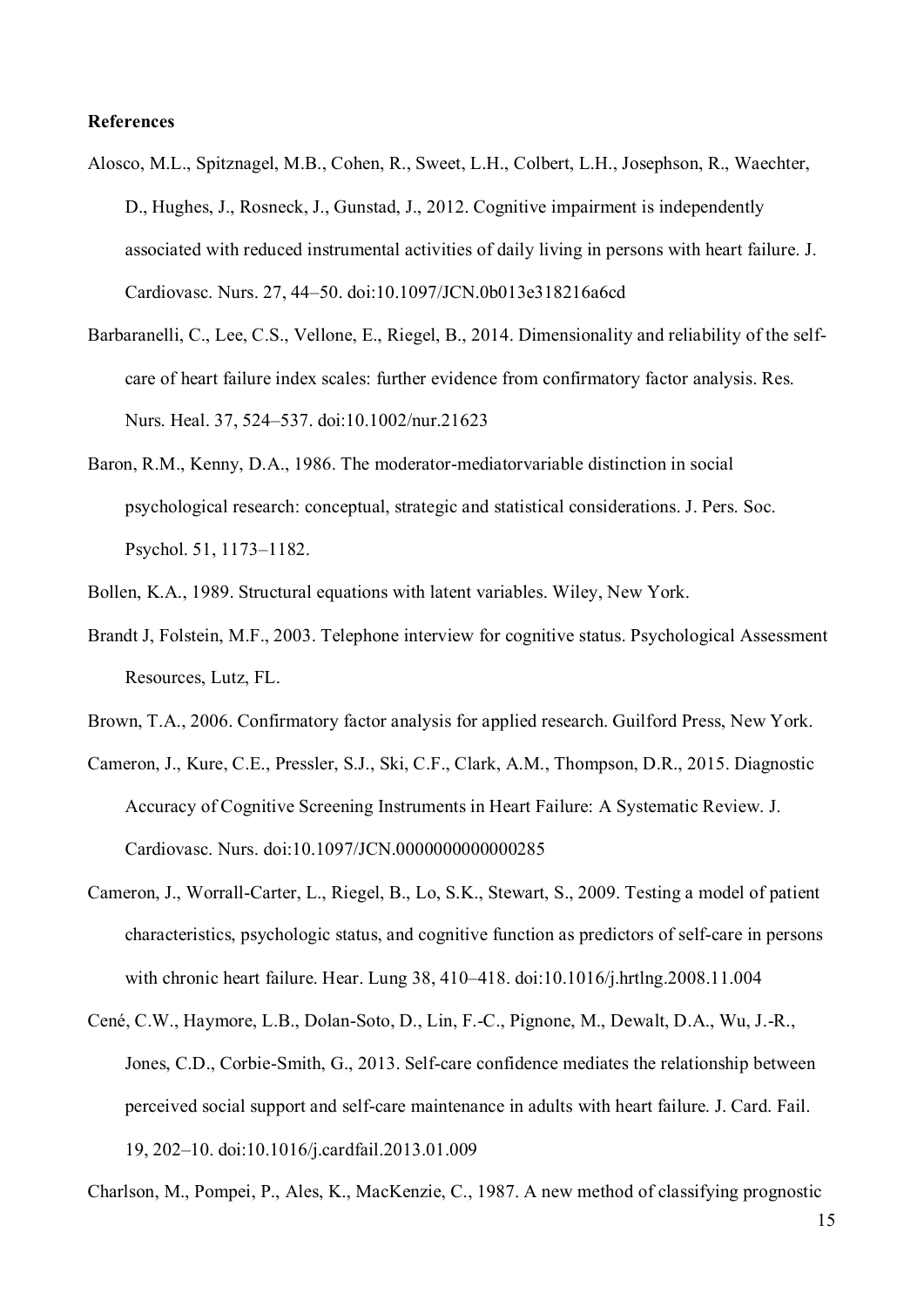**References**

Alosco, M.L., Spitznagel, M.B., Cohen, R., Sweet, L.H., Colbert, L.H., Josephson, R., Waechter, D., Hughes, J., Rosneck, J., Gunstad, J., 2012. Cognitive impairment is independently associated with reduced instrumental activities of daily living in persons with heart failure. J. Cardiovasc. Nurs. 27, 44–50. doi:10.1097/JCN.0b013e318216a6cd

Barbaranelli, C., Lee, C.S., Vellone, E., Riegel, B., 2014. Dimensionality and reliability of the self-care of heart failure index scales: further evidence from confirmatory factor analysis. Res. Nurs. Heal. 37, 524–537. doi:10.1002/nur.21623

Baron, R.M., Kenny, D.A., 1986. The moderator-mediatorvariable distinction in social psychological research: conceptual, strategic and statistical considerations. J. Pers. Soc. Psychol. 51, 1173–1182.

Bollen, K.A., 1989. Structural equations with latent variables. Wiley, New York.

Brandt J, Folstein, M.F., 2003. Telephone interview for cognitive status. Psychological Assessment Resources, Lutz, FL.

Brown, T.A., 2006. Confirmatory factor analysis for applied research. Guilford Press, New York.

Cameron, J., Kure, C.E., Pressler, S.J., Ski, C.F., Clark, A.M., Thompson, D.R., 2015. Diagnostic Accuracy of Cognitive Screening Instruments in Heart Failure: A Systematic Review. J. Cardiovasc. Nurs. doi:10.1097/JCN.0000000000000285

Cameron, J., Worrall-Carter, L., Riegel, B., Lo, S.K., Stewart, S., 2009. Testing a model of patient characteristics, psychologic status, and cognitive function as predictors of self-care in persons with chronic heart failure. Hear. Lung 38, 410–418. doi:10.1016/j.hrtlng.2008.11.004

Cené, C.W., Haymore, L.B., Dolan-Soto, D., Lin, F.-C., Pignone, M., Dewalt, D.A., Wu, J.-R., Jones, C.D., Corbie-Smith, G., 2013. Self-care confidence mediates the relationship between perceived social support and self-care maintenance in adults with heart failure. J. Card. Fail. 19, 202–10. doi:10.1016/j.cardfail.2013.01.009

Charlson, M., Pompei, P., Ales, K., MacKenzie, C., 1987. A new method of classifying prognostic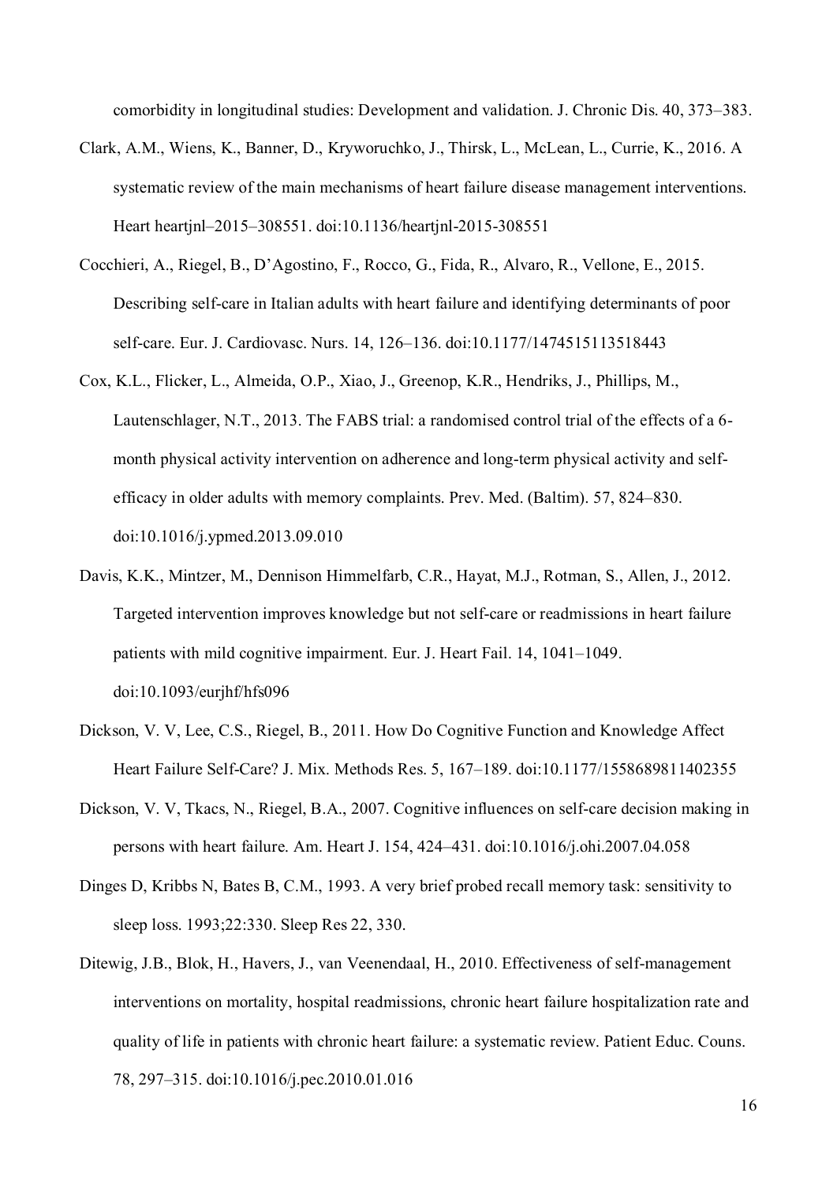comorbidity in longitudinal studies: Development and validation. J. Chronic Dis. 40, 373–383.

Clark, A.M., Wiens, K., Banner, D., Kryworuchko, J., Thirsk, L., McLean, L., Currie, K., 2016. A systematic review of the main mechanisms of heart failure disease management interventions. Heart heartjnl–2015–308551. doi:10.1136/heartjnl-2015-308551

Cocchieri, A., Riegel, B., D'Agostino, F., Rocco, G., Fida, R., Alvaro, R., Vellone, E., 2015. Describing self-care in Italian adults with heart failure and identifying determinants of poor self-care. Eur. J. Cardiovasc. Nurs. 14, 126–136. doi:10.1177/1474515113518443

Cox, K.L., Flicker, L., Almeida, O.P., Xiao, J., Greenop, K.R., Hendriks, J., Phillips, M., Lautenschlager, N.T., 2013. The FABS trial: a randomised control trial of the effects of a 6-month physical activity intervention on adherence and long-term physical activity and self-efficacy in older adults with memory complaints. Prev. Med. (Baltim). 57, 824–830. doi:10.1016/j.ypmed.2013.09.010

Davis, K.K., Mintzer, M., Dennison Himmelfarb, C.R., Hayat, M.J., Rotman, S., Allen, J., 2012. Targeted intervention improves knowledge but not self-care or readmissions in heart failure patients with mild cognitive impairment. Eur. J. Heart Fail. 14, 1041–1049. doi:10.1093/eurjhf/hfs096

Dickson, V. V, Lee, C.S., Riegel, B., 2011. How Do Cognitive Function and Knowledge Affect Heart Failure Self-Care? J. Mix. Methods Res. 5, 167–189. doi:10.1177/1558689811402355

Dickson, V. V, Tkacs, N., Riegel, B.A., 2007. Cognitive influences on self-care decision making in persons with heart failure. Am. Heart J. 154, 424–431. doi:10.1016/j.ohi.2007.04.058

Dinges D, Kribbs N, Bates B, C.M., 1993. A very brief probed recall memory task: sensitivity to sleep loss. 1993;22:330. Sleep Res 22, 330.

Ditewig, J.B., Blok, H., Havers, J., van Veenendaal, H., 2010. Effectiveness of self-management interventions on mortality, hospital readmissions, chronic heart failure hospitalization rate and quality of life in patients with chronic heart failure: a systematic review. Patient Educ. Couns. 78, 297–315. doi:10.1016/j.pec.2010.01.016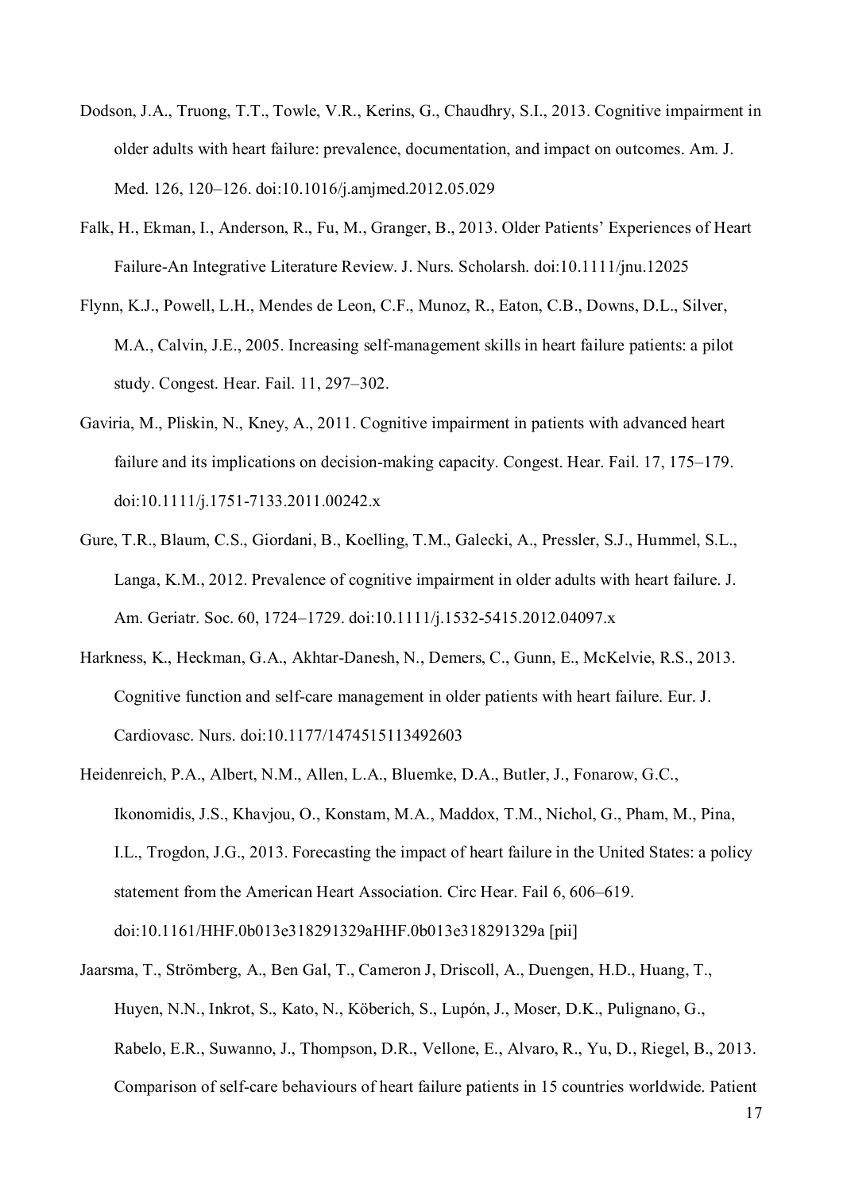Dodson, J.A., Truong, T.T., Towle, V.R., Kerins, G., Chaudhry, S.I., 2013. Cognitive impairment in older adults with heart failure: prevalence, documentation, and impact on outcomes. Am. J. Med. 126, 120–126. doi:10.1016/j.amjmed.2012.05.029

Falk, H., Ekman, I., Anderson, R., Fu, M., Granger, B., 2013. Older Patients' Experiences of Heart Failure-An Integrative Literature Review. J. Nurs. Scholarsh. doi:10.1111/jnu.12025

Flynn, K.J., Powell, L.H., Mendes de Leon, C.F., Munoz, R., Eaton, C.B., Downs, D.L., Silver, M.A., Calvin, J.E., 2005. Increasing self-management skills in heart failure patients: a pilot study. Congest. Hear. Fail. 11, 297–302.

Gaviria, M., Pliskin, N., Kney, A., 2011. Cognitive impairment in patients with advanced heart failure and its implications on decision-making capacity. Congest. Hear. Fail. 17, 175–179. doi:10.1111/j.1751-7133.2011.00242.x

Gure, T.R., Blaum, C.S., Giordani, B., Koelling, T.M., Galecki, A., Pressler, S.J., Hummel, S.L., Langa, K.M., 2012. Prevalence of cognitive impairment in older adults with heart failure. J. Am. Geriatr. Soc. 60, 1724–1729. doi:10.1111/j.1532-5415.2012.04097.x

Harkness, K., Heckman, G.A., Akhtar-Danesh, N., Demers, C., Gunn, E., McKelvie, R.S., 2013. Cognitive function and self-care management in older patients with heart failure. Eur. J. Cardiovasc. Nurs. doi:10.1177/1474515113492603

Heidenreich, P.A., Albert, N.M., Allen, L.A., Bluemke, D.A., Butler, J., Fonarow, G.C., Ikonomidis, J.S., Khavjou, O., Konstam, M.A., Maddox, T.M., Nichol, G., Pham, M., Pina, I.L., Trogdon, J.G., 2013. Forecasting the impact of heart failure in the United States: a policy statement from the American Heart Association. Circ Hear. Fail 6, 606–619. doi:10.1161/HHF.0b013e318291329aHHF.0b013e318291329a [pii]

Jaarsma, T., Strömberg, A., Ben Gal, T., Cameron J, Driscoll, A., Duengen, H.D., Huang, T., Huyen, N.N., Inkrot, S., Kato, N., Köberich, S., Lupón, J., Moser, D.K., Pulignano, G., Rabelo, E.R., Suwanno, J., Thompson, D.R., Vellone, E., Alvaro, R., Yu, D., Riegel, B., 2013. Comparison of self-care behaviours of heart failure patients in 15 countries worldwide. Patient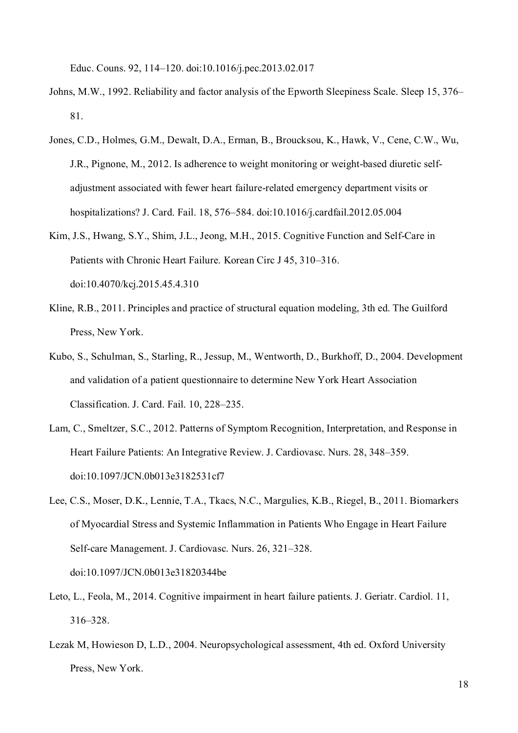Educ. Couns. 92, 114–120. doi:10.1016/j.pec.2013.02.017

Johns, M.W., 1992. Reliability and factor analysis of the Epworth Sleepiness Scale. Sleep 15, 376–81.

Jones, C.D., Holmes, G.M., Dewalt, D.A., Erman, B., Broucksou, K., Hawk, V., Cene, C.W., Wu, J.R., Pignone, M., 2012. Is adherence to weight monitoring or weight-based diuretic self-adjustment associated with fewer heart failure-related emergency department visits or hospitalizations? J. Card. Fail. 18, 576–584. doi:10.1016/j.cardfail.2012.05.004

Kim, J.S., Hwang, S.Y., Shim, J.L., Jeong, M.H., 2015. Cognitive Function and Self-Care in Patients with Chronic Heart Failure. Korean Circ J 45, 310–316. doi:10.4070/kcj.2015.45.4.310

Kline, R.B., 2011. Principles and practice of structural equation modeling, 3th ed. The Guilford Press, New York.

Kubo, S., Schulman, S., Starling, R., Jessup, M., Wentworth, D., Burkhoff, D., 2004. Development and validation of a patient questionnaire to determine New York Heart Association Classification. J. Card. Fail. 10, 228–235.

Lam, C., Smeltzer, S.C., 2012. Patterns of Symptom Recognition, Interpretation, and Response in Heart Failure Patients: An Integrative Review. J. Cardiovasc. Nurs. 28, 348–359. doi:10.1097/JCN.0b013e3182531cf7

Lee, C.S., Moser, D.K., Lennie, T.A., Tkacs, N.C., Margulies, K.B., Riegel, B., 2011. Biomarkers of Myocardial Stress and Systemic Inflammation in Patients Who Engage in Heart Failure Self-care Management. J. Cardiovasc. Nurs. 26, 321–328. doi:10.1097/JCN.0b013e31820344be

Leto, L., Feola, M., 2014. Cognitive impairment in heart failure patients. J. Geriatr. Cardiol. 11, 316–328.

Lezak M, Howieson D, L.D., 2004. Neuropsychological assessment, 4th ed. Oxford University Press, New York.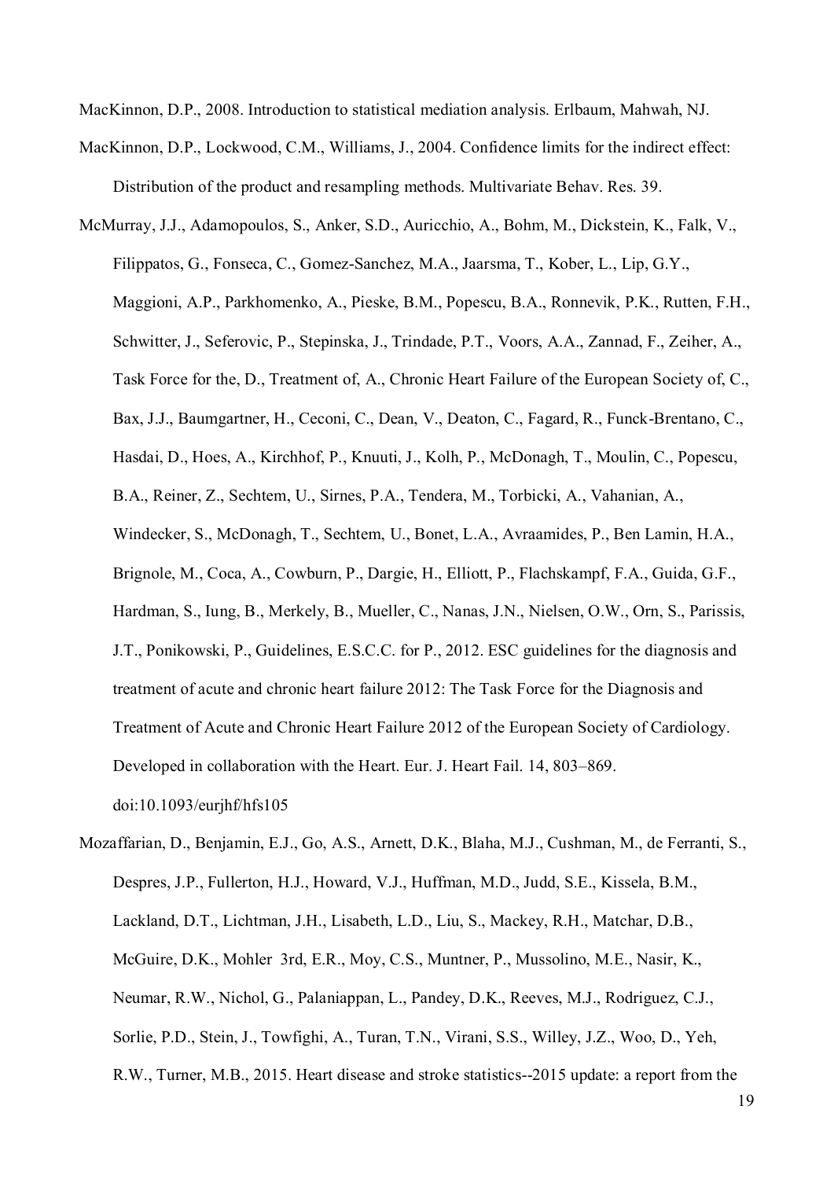MacKinnon, D.P., 2008. Introduction to statistical mediation analysis. Erlbaum, Mahwah, NJ.

MacKinnon, D.P., Lockwood, C.M., Williams, J., 2004. Confidence limits for the indirect effect: Distribution of the product and resampling methods. Multivariate Behav. Res. 39.

McMurray, J.J., Adamopoulos, S., Anker, S.D., Auricchio, A., Bohm, M., Dickstein, K., Falk, V., Filippatos, G., Fonseca, C., Gomez-Sanchez, M.A., Jaarsma, T., Kober, L., Lip, G.Y., Maggioni, A.P., Parkhomenko, A., Pieske, B.M., Popescu, B.A., Ronnevik, P.K., Rutten, F.H., Schwitter, J., Seferovic, P., Stepinska, J., Trindade, P.T., Voors, A.A., Zannad, F., Zeiher, A., Task Force for the, D., Treatment of, A., Chronic Heart Failure of the European Society of, C., Bax, J.J., Baumgartner, H., Ceconi, C., Dean, V., Deaton, C., Fagard, R., Funck-Brentano, C., Hasdai, D., Hoes, A., Kirchhof, P., Knuuti, J., Kolh, P., McDonagh, T., Moulin, C., Popescu, B.A., Reiner, Z., Sechtem, U., Sirnes, P.A., Tendera, M., Torbicki, A., Vahanian, A., Windecker, S., McDonagh, T., Sechtem, U., Bonet, L.A., Avraamides, P., Ben Lamin, H.A., Brignole, M., Coca, A., Cowburn, P., Dargie, H., Elliott, P., Flachskampf, F.A., Guida, G.F., Hardman, S., Iung, B., Merkely, B., Mueller, C., Nanas, J.N., Nielsen, O.W., Orn, S., Parissis, J.T., Ponikowski, P., Guidelines, E.S.C.C. for P., 2012. ESC guidelines for the diagnosis and treatment of acute and chronic heart failure 2012: The Task Force for the Diagnosis and Treatment of Acute and Chronic Heart Failure 2012 of the European Society of Cardiology. Developed in collaboration with the Heart. Eur. J. Heart Fail. 14, 803–869. doi:10.1093/eurjhf/hfs105

Mozaffarian, D., Benjamin, E.J., Go, A.S., Arnett, D.K., Blaha, M.J., Cushman, M., de Ferranti, S., Despres, J.P., Fullerton, H.J., Howard, V.J., Huffman, M.D., Judd, S.E., Kissela, B.M., Lackland, D.T., Lichtman, J.H., Lisabeth, L.D., Liu, S., Mackey, R.H., Matchar, D.B., McGuire, D.K., Mohler 3rd, E.R., Moy, C.S., Muntner, P., Mussolino, M.E., Nasir, K., Neumar, R.W., Nichol, G., Palaniappan, L., Pandey, D.K., Reeves, M.J., Rodriguez, C.J., Sorlie, P.D., Stein, J., Towfighi, A., Turan, T.N., Virani, S.S., Willey, J.Z., Woo, D., Yeh, R.W., Turner, M.B., 2015. Heart disease and stroke statistics--2015 update: a report from the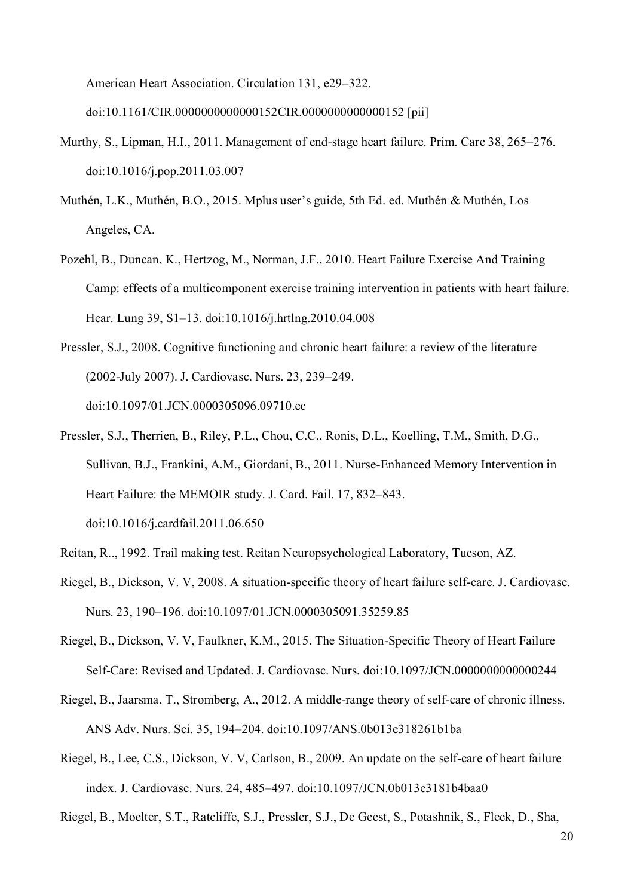American Heart Association. Circulation 131, e29–322. doi:10.1161/CIR.0000000000000152CIR.0000000000000152 [pii]

Murthy, S., Lipman, H.I., 2011. Management of end-stage heart failure. Prim. Care 38, 265–276. doi:10.1016/j.pop.2011.03.007

Muthén, L.K., Muthén, B.O., 2015. Mplus user's guide, 5th Ed. ed. Muthén & Muthén, Los Angeles, CA.

Pozehl, B., Duncan, K., Hertzog, M., Norman, J.F., 2010. Heart Failure Exercise And Training Camp: effects of a multicomponent exercise training intervention in patients with heart failure. Hear. Lung 39, S1–13. doi:10.1016/j.hrtlng.2010.04.008

Pressler, S.J., 2008. Cognitive functioning and chronic heart failure: a review of the literature (2002-July 2007). J. Cardiovasc. Nurs. 23, 239–249. doi:10.1097/01.JCN.0000305096.09710.ec

Pressler, S.J., Therrien, B., Riley, P.L., Chou, C.C., Ronis, D.L., Koelling, T.M., Smith, D.G., Sullivan, B.J., Frankini, A.M., Giordani, B., 2011. Nurse-Enhanced Memory Intervention in Heart Failure: the MEMOIR study. J. Card. Fail. 17, 832–843. doi:10.1016/j.cardfail.2011.06.650

Reitan, R.., 1992. Trail making test. Reitan Neuropsychological Laboratory, Tucson, AZ.

Riegel, B., Dickson, V. V, 2008. A situation-specific theory of heart failure self-care. J. Cardiovasc. Nurs. 23, 190–196. doi:10.1097/01.JCN.0000305091.35259.85

Riegel, B., Dickson, V. V, Faulkner, K.M., 2015. The Situation-Specific Theory of Heart Failure Self-Care: Revised and Updated. J. Cardiovasc. Nurs. doi:10.1097/JCN.0000000000000244

Riegel, B., Jaarsma, T., Stromberg, A., 2012. A middle-range theory of self-care of chronic illness. ANS Adv. Nurs. Sci. 35, 194–204. doi:10.1097/ANS.0b013e318261b1ba

Riegel, B., Lee, C.S., Dickson, V. V, Carlson, B., 2009. An update on the self-care of heart failure index. J. Cardiovasc. Nurs. 24, 485–497. doi:10.1097/JCN.0b013e3181b4baa0

Riegel, B., Moelter, S.T., Ratcliffe, S.J., Pressler, S.J., De Geest, S., Potashnik, S., Fleck, D., Sha,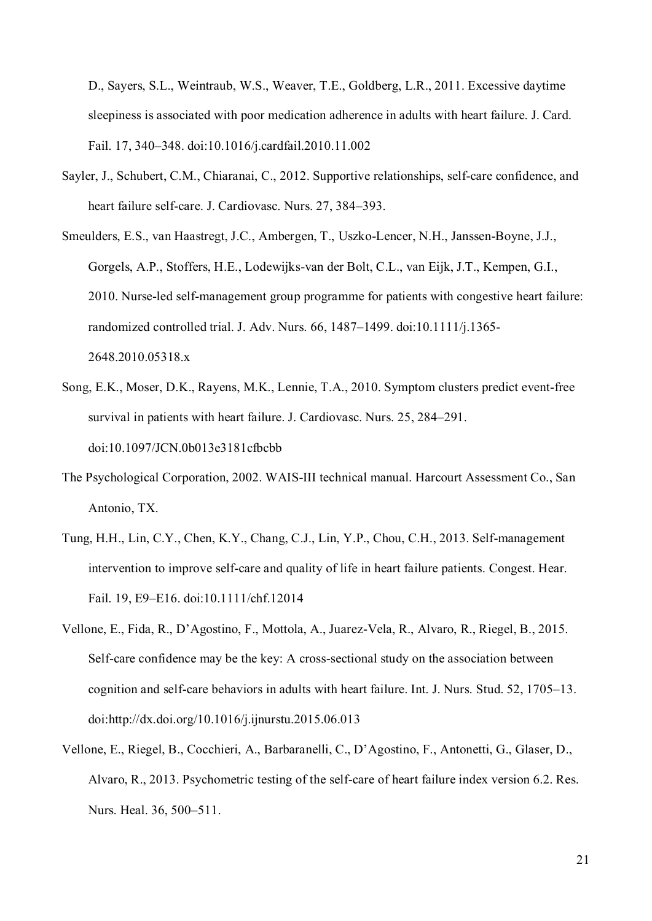D., Sayers, S.L., Weintraub, W.S., Weaver, T.E., Goldberg, L.R., 2011. Excessive daytime sleepiness is associated with poor medication adherence in adults with heart failure. J. Card. Fail. 17, 340–348. doi:10.1016/j.cardfail.2010.11.002

Sayler, J., Schubert, C.M., Chiaranai, C., 2012. Supportive relationships, self-care confidence, and heart failure self-care. J. Cardiovasc. Nurs. 27, 384–393.

Smeulders, E.S., van Haastregt, J.C., Ambergen, T., Uszko-Lencer, N.H., Janssen-Boyne, J.J., Gorgels, A.P., Stoffers, H.E., Lodewijks-van der Bolt, C.L., van Eijk, J.T., Kempen, G.I., 2010. Nurse-led self-management group programme for patients with congestive heart failure: randomized controlled trial. J. Adv. Nurs. 66, 1487–1499. doi:10.1111/j.1365-2648.2010.05318.x

Song, E.K., Moser, D.K., Rayens, M.K., Lennie, T.A., 2010. Symptom clusters predict event-free survival in patients with heart failure. J. Cardiovasc. Nurs. 25, 284–291. doi:10.1097/JCN.0b013e3181cfbcbb

The Psychological Corporation, 2002. WAIS-III technical manual. Harcourt Assessment Co., San Antonio, TX.

Tung, H.H., Lin, C.Y., Chen, K.Y., Chang, C.J., Lin, Y.P., Chou, C.H., 2013. Self-management intervention to improve self-care and quality of life in heart failure patients. Congest. Hear. Fail. 19, E9–E16. doi:10.1111/chf.12014

Vellone, E., Fida, R., D'Agostino, F., Mottola, A., Juarez-Vela, R., Alvaro, R., Riegel, B., 2015. Self-care confidence may be the key: A cross-sectional study on the association between cognition and self-care behaviors in adults with heart failure. Int. J. Nurs. Stud. 52, 1705–13. doi:http://dx.doi.org/10.1016/j.ijnurstu.2015.06.013

Vellone, E., Riegel, B., Cocchieri, A., Barbaranelli, C., D'Agostino, F., Antonetti, G., Glaser, D., Alvaro, R., 2013. Psychometric testing of the self-care of heart failure index version 6.2. Res. Nurs. Heal. 36, 500–511.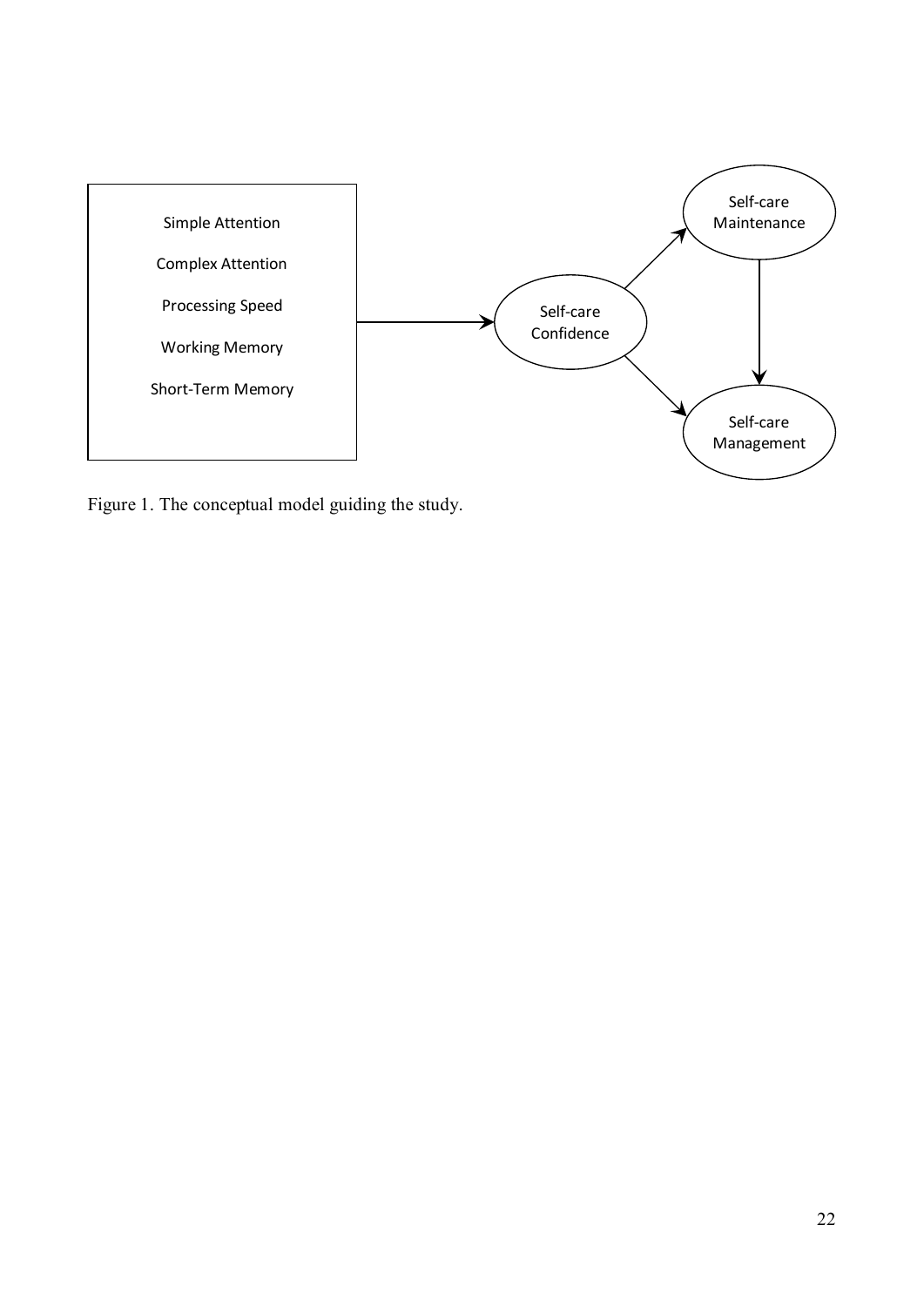Simple Attention

Complex Attention

Processing Speed

Working Memory

Short-Term Memory

Self-care Confidence

Self-care Maintenance

Self-care Management

Figure 1. The conceptual model guiding the study.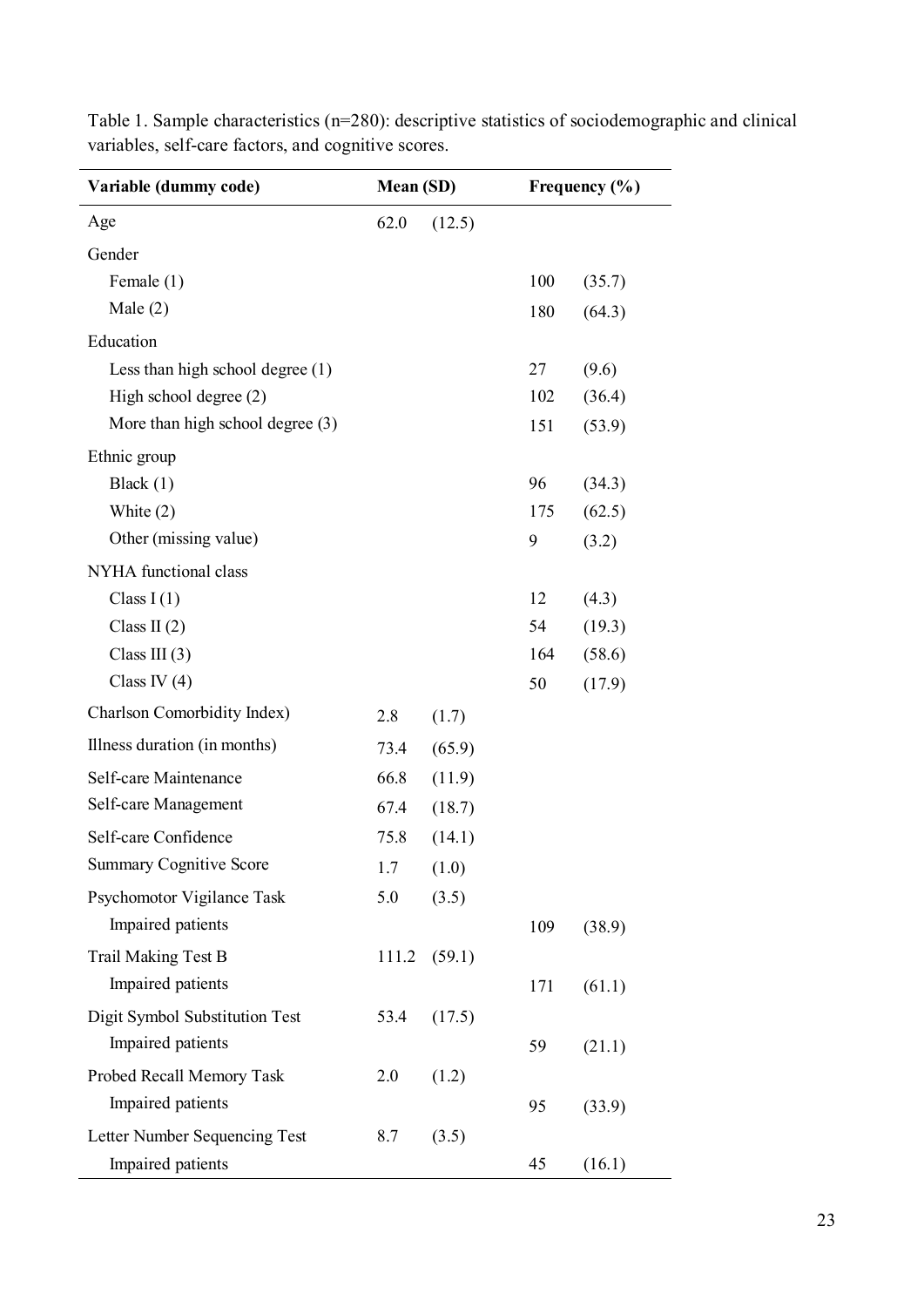Table 1. Sample characteristics (n=280): descriptive statistics of sociodemographic and clinical variables, self-care factors, and cognitive scores.

| Variable (dummy code) | Mean (SD) | | Frequency (%) | |
|---|---|---|---|---|
| Age | 62.0 | (12.5) | | |
| Gender | | | | |
| Female (1) | | | 100 | (35.7) |
| Male (2) | | | 180 | (64.3) |
| Education | | | | |
| Less than high school degree (1) | | | 27 | (9.6) |
| High school degree (2) | | | 102 | (36.4) |
| More than high school degree (3) | | | 151 | (53.9) |
| Ethnic group | | | | |
| Black (1) | | | 96 | (34.3) |
| White (2) | | | 175 | (62.5) |
| Other (missing value) | | | 9 | (3.2) |
| NYHA functional class | | | | |
| Class I (1) | | | 12 | (4.3) |
| Class II (2) | | | 54 | (19.3) |
| Class III (3) | | | 164 | (58.6) |
| Class IV (4) | | | 50 | (17.9) |
| Charlson Comorbidity Index) | 2.8 | (1.7) | | |
| Illness duration (in months) | 73.4 | (65.9) | | |
| Self-care Maintenance | 66.8 | (11.9) | | |
| Self-care Management | 67.4 | (18.7) | | |
| Self-care Confidence | 75.8 | (14.1) | | |
| Summary Cognitive Score | 1.7 | (1.0) | | |
| Psychomotor Vigilance Task | 5.0 | (3.5) | | |
| Impaired patients | | | 109 | (38.9) |
| Trail Making Test B | 111.2 | (59.1) | | |
| Impaired patients | | | 171 | (61.1) |
| Digit Symbol Substitution Test | 53.4 | (17.5) | | |
| Impaired patients | | | 59 | (21.1) |
| Probed Recall Memory Task | 2.0 | (1.2) | | |
| Impaired patients | | | 95 | (33.9) |
| Letter Number Sequencing Test | 8.7 | (3.5) | | |
| Impaired patients | | | 45 | (16.1) |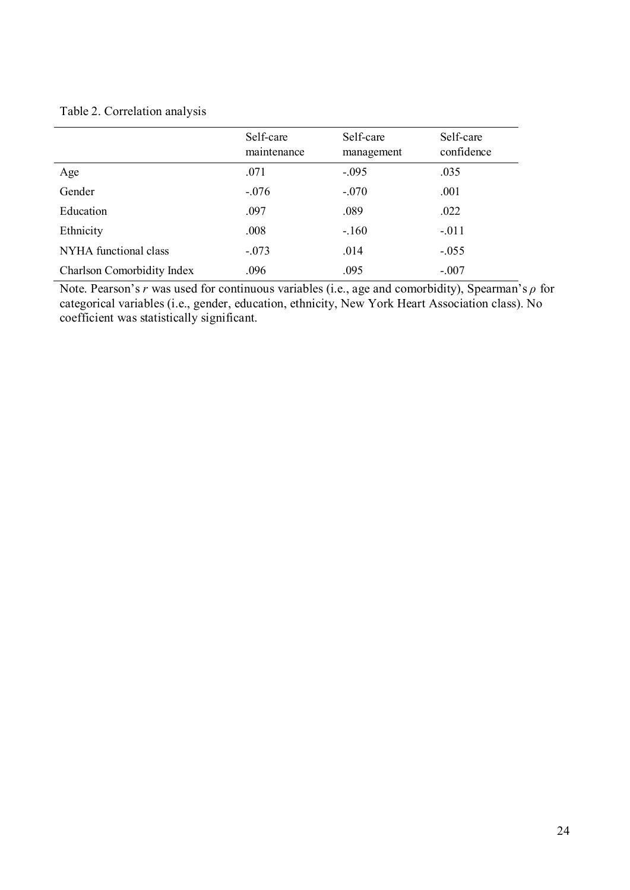Table 2. Correlation analysis

| | Self-care maintenance | Self-care management | Self-care confidence |
|---|---|---|---|
| Age | .071 | -.095 | .035 |
| Gender | -.076 | -.070 | .001 |
| Education | .097 | .089 | .022 |
| Ethnicity | .008 | -.160 | -.011 |
| NYHA functional class | -.073 | .014 | -.055 |
| Charlson Comorbidity Index | .096 | .095 | -.007 |

Note. Pearson's $r$ was used for continuous variables (i.e., age and comorbidity), Spearman's $\rho$ for categorical variables (i.e., gender, education, ethnicity, New York Heart Association class). No coefficient was statistically significant.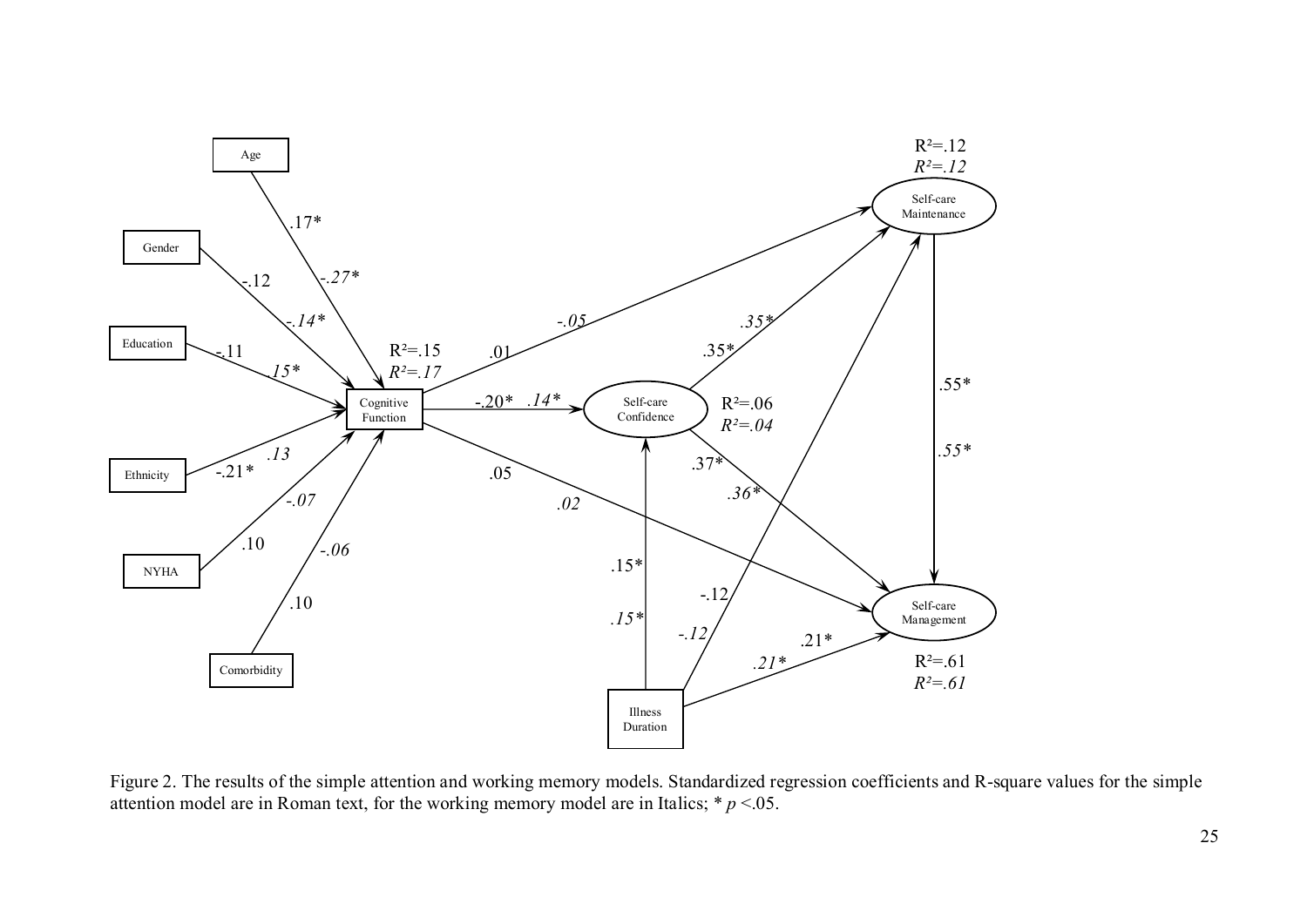Figure 2. The results of the simple attention and working memory models. Standardized regression coefficients and R-square values for the simple attention model are in Roman text, for the working memory model are in Italics; * $p$ <.05.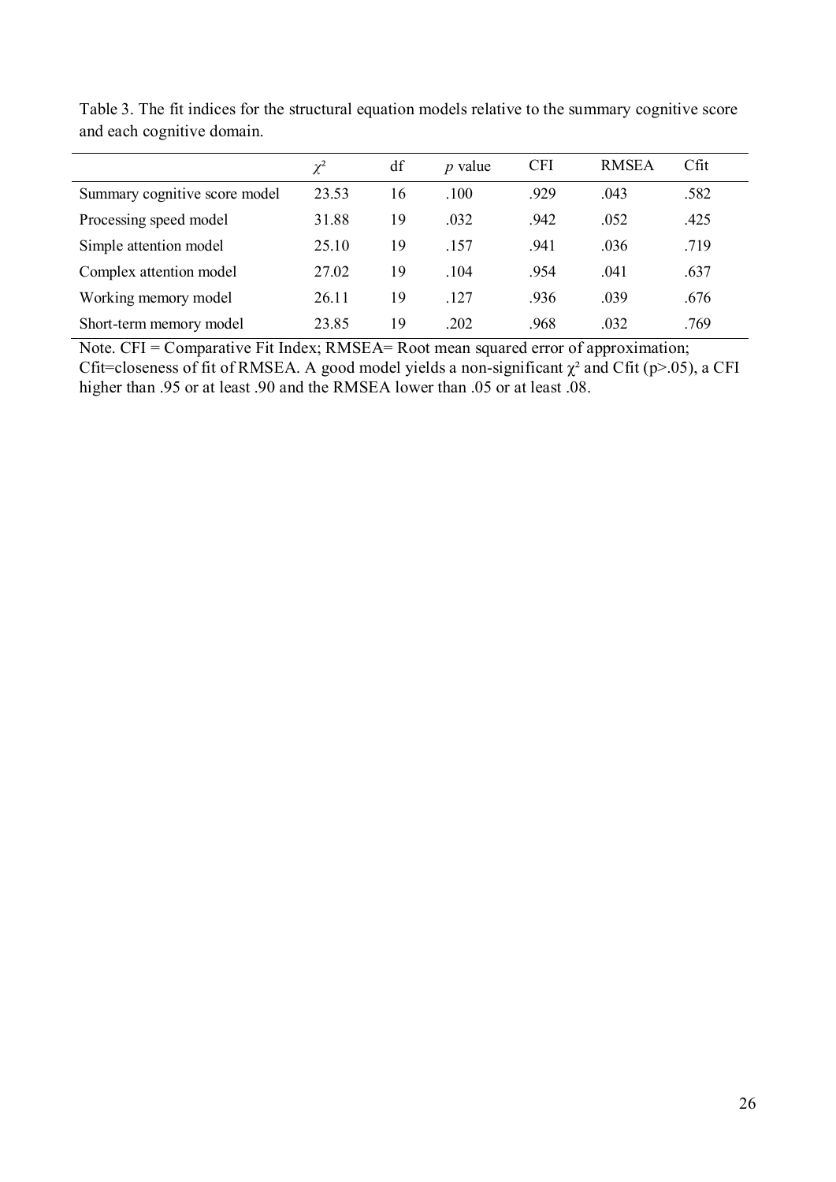Table 3. The fit indices for the structural equation models relative to the summary cognitive score and each cognitive domain.

| | $\chi^2$ | df | *p* value | CFI | RMSEA | Cfit |
|---|---|---|---|---|---|---|
| Summary cognitive score model | 23.53 | 16 | .100 | .929 | .043 | .582 |
| Processing speed model | 31.88 | 19 | .032 | .942 | .052 | .425 |
| Simple attention model | 25.10 | 19 | .157 | .941 | .036 | .719 |
| Complex attention model | 27.02 | 19 | .104 | .954 | .041 | .637 |
| Working memory model | 26.11 | 19 | .127 | .936 | .039 | .676 |
| Short-term memory model | 23.85 | 19 | .202 | .968 | .032 | .769 |

Note. CFI = Comparative Fit Index; RMSEA= Root mean squared error of approximation; Cfit=closeness of fit of RMSEA. A good model yields a non-significant $\chi^2$ and Cfit ($p>.05$), a CFI higher than .95 or at least .90 and the RMSEA lower than .05 or at least .08.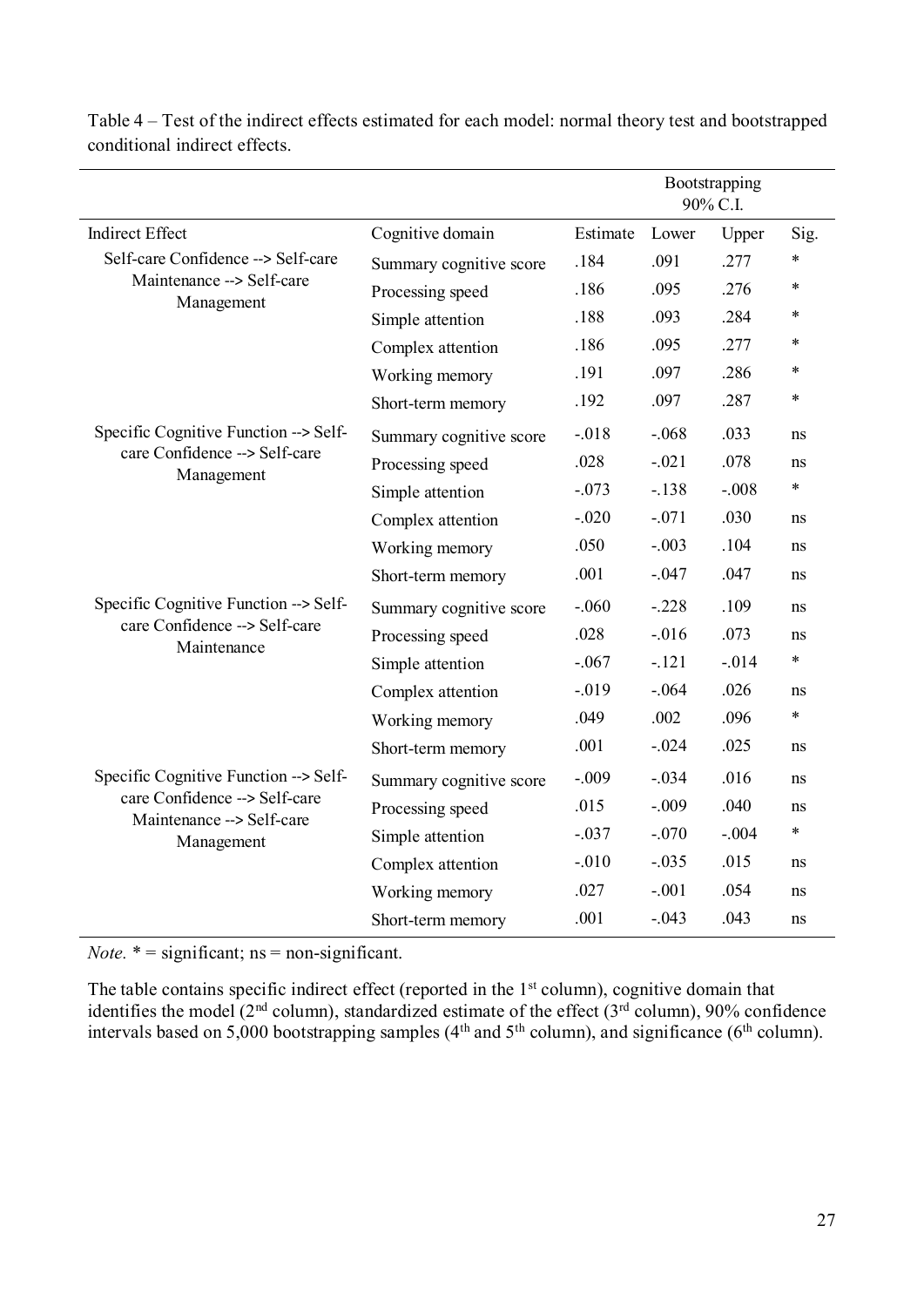Table 4 – Test of the indirect effects estimated for each model: normal theory test and bootstrapped conditional indirect effects.

| | | | Bootstrapping 90% C.I. | | |
|---|---|---|---|---|---|
| Indirect Effect | Cognitive domain | Estimate | Lower | Upper | Sig. |
| Self-care Confidence --> Self-care Maintenance --> Self-care Management | Summary cognitive score | .184 | .091 | .277 | * |
| | Processing speed | .186 | .095 | .276 | * |
| | Simple attention | .188 | .093 | .284 | * |
| | Complex attention | .186 | .095 | .277 | * |
| | Working memory | .191 | .097 | .286 | * |
| | Short-term memory | .192 | .097 | .287 | * |
| Specific Cognitive Function --> Self-care Confidence --> Self-care Management | Summary cognitive score | -.018 | -.068 | .033 | ns |
| | Processing speed | .028 | -.021 | .078 | ns |
| | Simple attention | -.073 | -.138 | -.008 | * |
| | Complex attention | -.020 | -.071 | .030 | ns |
| | Working memory | .050 | -.003 | .104 | ns |
| | Short-term memory | .001 | -.047 | .047 | ns |
| Specific Cognitive Function --> Self-care Confidence --> Self-care Maintenance | Summary cognitive score | -.060 | -.228 | .109 | ns |
| | Processing speed | .028 | -.016 | .073 | ns |
| | Simple attention | -.067 | -.121 | -.014 | * |
| | Complex attention | -.019 | -.064 | .026 | ns |
| | Working memory | .049 | .002 | .096 | * |
| | Short-term memory | .001 | -.024 | .025 | ns |
| Specific Cognitive Function --> Self-care Confidence --> Self-care Maintenance --> Self-care Management | Summary cognitive score | -.009 | -.034 | .016 | ns |
| | Processing speed | .015 | -.009 | .040 | ns |
| | Simple attention | -.037 | -.070 | -.004 | * |
| | Complex attention | -.010 | -.035 | .015 | ns |
| | Working memory | .027 | -.001 | .054 | ns |
| | Short-term memory | .001 | -.043 | .043 | ns |

*Note.* * = significant; ns = non-significant.

The table contains specific indirect effect (reported in the 1st column), cognitive domain that identifies the model (2nd column), standardized estimate of the effect (3rd column), 90% confidence intervals based on 5,000 bootstrapping samples (4th and 5th column), and significance (6th column).